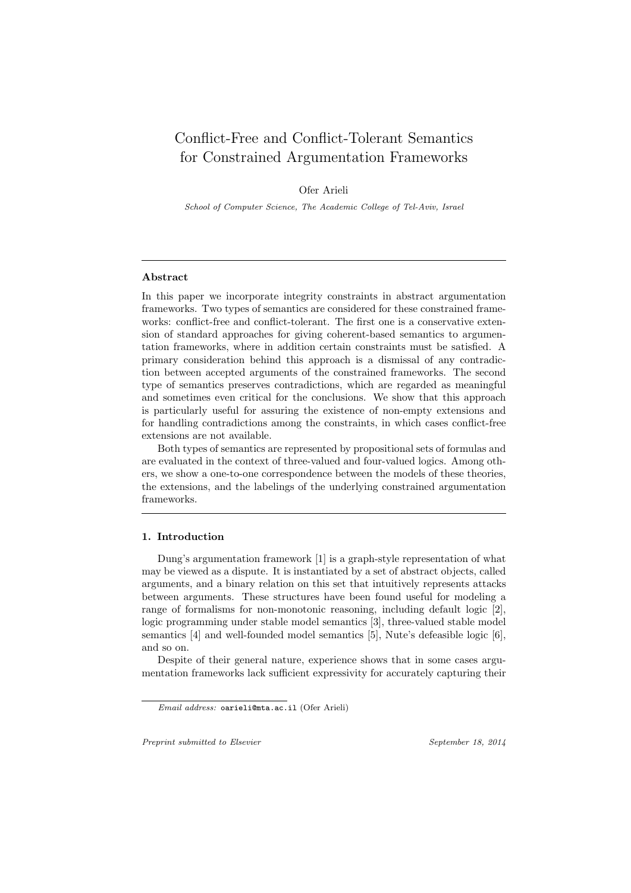# Conflict-Free and Conflict-Tolerant Semantics for Constrained Argumentation Frameworks

Ofer Arieli

*School of Computer Science, The Academic College of Tel-Aviv, Israel*

---

## Abstract

In this paper we incorporate integrity constraints in abstract argumentation frameworks. Two types of semantics are considered for these constrained frameworks: conflict-free and conflict-tolerant. The first one is a conservative extension of standard approaches for giving coherent-based semantics to argumentation frameworks, where in addition certain constraints must be satisfied. A primary consideration behind this approach is a dismissal of any contradiction between accepted arguments of the constrained frameworks. The second type of semantics preserves contradictions, which are regarded as meaningful and sometimes even critical for the conclusions. We show that this approach is particularly useful for assuring the existence of non-empty extensions and for handling contradictions among the constraints, in which cases conflict-free extensions are not available.

Both types of semantics are represented by propositional sets of formulas and are evaluated in the context of three-valued and four-valued logics. Among others, we show a one-to-one correspondence between the models of these theories, the extensions, and the labelings of the underlying constrained argumentation frameworks.

---

## 1. Introduction

Dung's argumentation framework [1] is a graph-style representation of what may be viewed as a dispute. It is instantiated by a set of abstract objects, called arguments, and a binary relation on this set that intuitively represents attacks between arguments. These structures have been found useful for modeling a range of formalisms for non-monotonic reasoning, including default logic [2], logic programming under stable model semantics [3], three-valued stable model semantics [4] and well-founded model semantics [5], Nute's defeasible logic [6], and so on.

Despite of their general nature, experience shows that in some cases argumentation frameworks lack sufficient expressivity for accurately capturing their

*Email address:* oarieli@mta.ac.il (Ofer Arieli)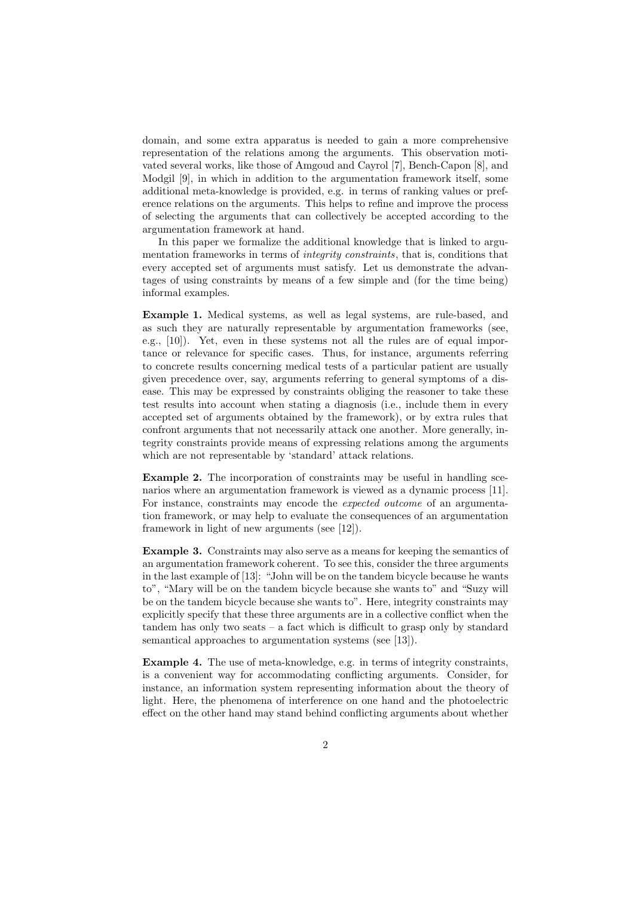domain, and some extra apparatus is needed to gain a more comprehensive representation of the relations among the arguments. This observation motivated several works, like those of Amgoud and Cayrol [7], Bench-Capon [8], and Modgil [9], in which in addition to the argumentation framework itself, some additional meta-knowledge is provided, e.g. in terms of ranking values or preference relations on the arguments. This helps to refine and improve the process of selecting the arguments that can collectively be accepted according to the argumentation framework at hand.

In this paper we formalize the additional knowledge that is linked to argumentation frameworks in terms of *integrity constraints*, that is, conditions that every accepted set of arguments must satisfy. Let us demonstrate the advantages of using constraints by means of a few simple and (for the time being) informal examples.

**Example 1.** Medical systems, as well as legal systems, are rule-based, and as such they are naturally representable by argumentation frameworks (see, e.g., [10]). Yet, even in these systems not all the rules are of equal importance or relevance for specific cases. Thus, for instance, arguments referring to concrete results concerning medical tests of a particular patient are usually given precedence over, say, arguments referring to general symptoms of a disease. This may be expressed by constraints obliging the reasoner to take these test results into account when stating a diagnosis (i.e., include them in every accepted set of arguments obtained by the framework), or by extra rules that confront arguments that not necessarily attack one another. More generally, integrity constraints provide means of expressing relations among the arguments which are not representable by 'standard' attack relations.

**Example 2.** The incorporation of constraints may be useful in handling scenarios where an argumentation framework is viewed as a dynamic process [11]. For instance, constraints may encode the *expected outcome* of an argumentation framework, or may help to evaluate the consequences of an argumentation framework in light of new arguments (see [12]).

**Example 3.** Constraints may also serve as a means for keeping the semantics of an argumentation framework coherent. To see this, consider the three arguments in the last example of [13]: "John will be on the tandem bicycle because he wants to", "Mary will be on the tandem bicycle because she wants to" and "Suzy will be on the tandem bicycle because she wants to". Here, integrity constraints may explicitly specify that these three arguments are in a collective conflict when the tandem has only two seats – a fact which is difficult to grasp only by standard semantical approaches to argumentation systems (see [13]).

**Example 4.** The use of meta-knowledge, e.g. in terms of integrity constraints, is a convenient way for accommodating conflicting arguments. Consider, for instance, an information system representing information about the theory of light. Here, the phenomena of interference on one hand and the photoelectric effect on the other hand may stand behind conflicting arguments about whether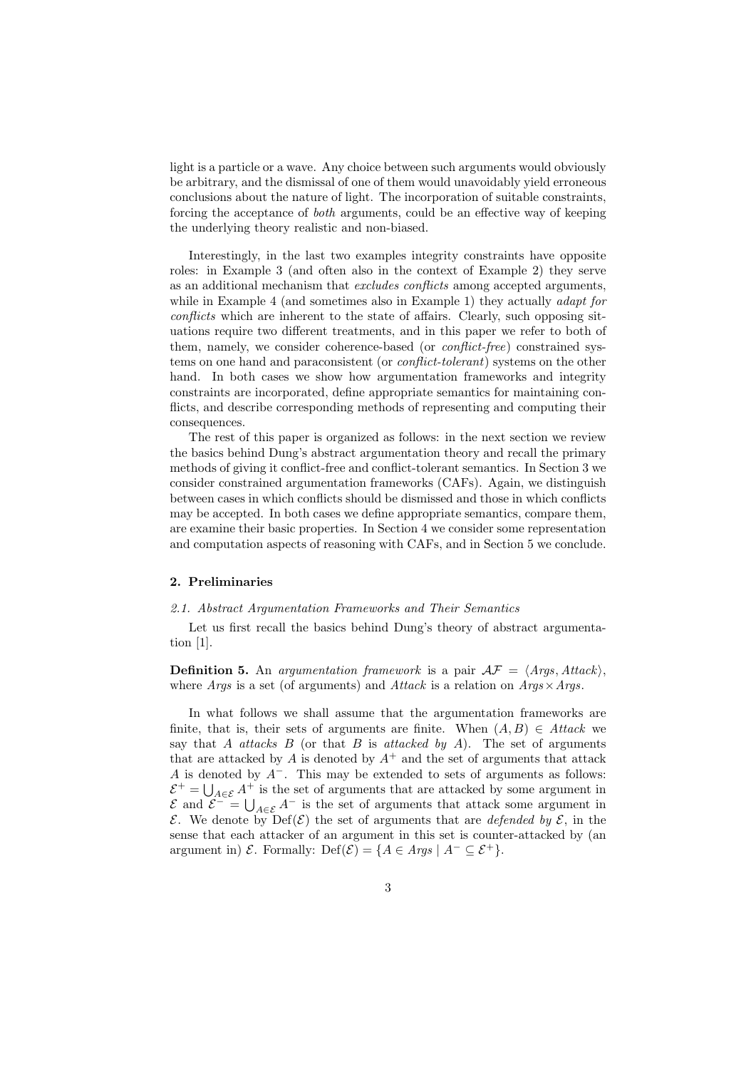light is a particle or a wave. Any choice between such arguments would obviously be arbitrary, and the dismissal of one of them would unavoidably yield erroneous conclusions about the nature of light. The incorporation of suitable constraints, forcing the acceptance of *both* arguments, could be an effective way of keeping the underlying theory realistic and non-biased.

Interestingly, in the last two examples integrity constraints have opposite roles: in Example 3 (and often also in the context of Example 2) they serve as an additional mechanism that *excludes conflicts* among accepted arguments, while in Example 4 (and sometimes also in Example 1) they actually *adapt for conflicts* which are inherent to the state of affairs. Clearly, such opposing situations require two different treatments, and in this paper we refer to both of them, namely, we consider coherence-based (or *conflict-free*) constrained systems on one hand and paraconsistent (or *conflict-tolerant*) systems on the other hand. In both cases we show how argumentation frameworks and integrity constraints are incorporated, define appropriate semantics for maintaining conflicts, and describe corresponding methods of representing and computing their consequences.

The rest of this paper is organized as follows: in the next section we review the basics behind Dung's abstract argumentation theory and recall the primary methods of giving it conflict-free and conflict-tolerant semantics. In Section 3 we consider constrained argumentation frameworks (CAFs). Again, we distinguish between cases in which conflicts should be dismissed and those in which conflicts may be accepted. In both cases we define appropriate semantics, compare them, are examine their basic properties. In Section 4 we consider some representation and computation aspects of reasoning with CAFs, and in Section 5 we conclude.

## 2. Preliminaries

### *2.1. Abstract Argumentation Frameworks and Their Semantics*

Let us first recall the basics behind Dung's theory of abstract argumentation [1].

**Definition 5.** An *argumentation framework* is a pair $\mathcal{AF} = \langle \mathit{Args}, \mathit{Attack} \rangle$, where *Args* is a set (of arguments) and *Attack* is a relation on $\mathit{Args} \times \mathit{Args}$.

In what follows we shall assume that the argumentation frameworks are finite, that is, their sets of arguments are finite. When $(A, B) \in \mathit{Attack}$ we say that $A$ *attacks* $B$ (or that $B$ is *attacked by* $A$). The set of arguments that are attacked by $A$ is denoted by $A^+$ and the set of arguments that attack $A$ is denoted by $A^-$. This may be extended to sets of arguments as follows: $\mathcal{E}^+ = \bigcup_{A \in \mathcal{E}} A^+$ is the set of arguments that are attacked by some argument in $\mathcal{E}$ and $\mathcal{E}^- = \bigcup_{A \in \mathcal{E}} A^-$ is the set of arguments that attack some argument in $\mathcal{E}$. We denote by $\mathrm{Def}(\mathcal{E})$ the set of arguments that are *defended by* $\mathcal{E}$, in the sense that each attacker of an argument in this set is counter-attacked by (an argument in) $\mathcal{E}$. Formally: $\mathrm{Def}(\mathcal{E}) = \{A \in \mathit{Args} \mid A^- \subseteq \mathcal{E}^+\}$.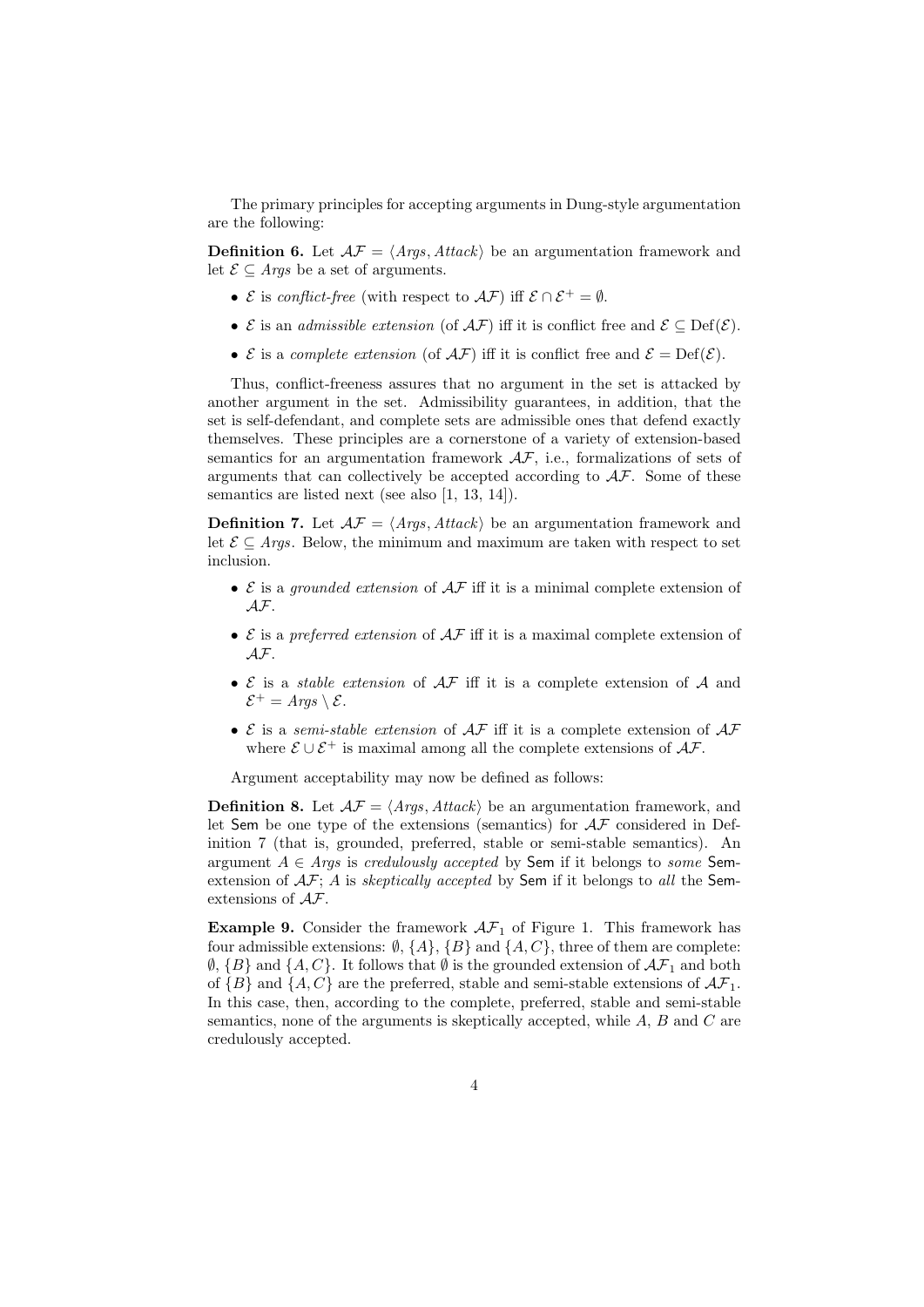The primary principles for accepting arguments in Dung-style argumentation are the following:

**Definition 6.** Let $\mathcal{AF} = \langle \mathit{Args}, \mathit{Attack} \rangle$ be an argumentation framework and let $\mathcal{E} \subseteq \mathit{Args}$ be a set of arguments.

- $\mathcal{E}$ is *conflict-free* (with respect to $\mathcal{AF}$) iff $\mathcal{E} \cap \mathcal{E}^+ = \emptyset$.
- $\mathcal{E}$ is an *admissible extension* (of $\mathcal{AF}$) iff it is conflict free and $\mathcal{E} \subseteq \mathrm{Def}(\mathcal{E})$.
- $\mathcal{E}$ is a *complete extension* (of $\mathcal{AF}$) iff it is conflict free and $\mathcal{E} = \mathrm{Def}(\mathcal{E})$.

Thus, conflict-freeness assures that no argument in the set is attacked by another argument in the set. Admissibility guarantees, in addition, that the set is self-defendant, and complete sets are admissible ones that defend exactly themselves. These principles are a cornerstone of a variety of extension-based semantics for an argumentation framework $\mathcal{AF}$, i.e., formalizations of sets of arguments that can collectively be accepted according to $\mathcal{AF}$. Some of these semantics are listed next (see also [1, 13, 14]).

**Definition 7.** Let $\mathcal{AF} = \langle \mathit{Args}, \mathit{Attack} \rangle$ be an argumentation framework and let $\mathcal{E} \subseteq \mathit{Args}$. Below, the minimum and maximum are taken with respect to set inclusion.

- $\mathcal{E}$ is a *grounded extension* of $\mathcal{AF}$ iff it is a minimal complete extension of $\mathcal{AF}$.
- $\mathcal{E}$ is a *preferred extension* of $\mathcal{AF}$ iff it is a maximal complete extension of $\mathcal{AF}$.
- $\mathcal{E}$ is a *stable extension* of $\mathcal{AF}$ iff it is a complete extension of $\mathcal{A}$ and $\mathcal{E}^+ = \mathit{Args} \setminus \mathcal{E}$.
- $\mathcal{E}$ is a *semi-stable extension* of $\mathcal{AF}$ iff it is a complete extension of $\mathcal{AF}$ where $\mathcal{E} \cup \mathcal{E}^+$ is maximal among all the complete extensions of $\mathcal{AF}$.

Argument acceptability may now be defined as follows:

**Definition 8.** Let $\mathcal{AF} = \langle \mathit{Args}, \mathit{Attack} \rangle$ be an argumentation framework, and let $\mathsf{Sem}$ be one type of the extensions (semantics) for $\mathcal{AF}$ considered in Definition 7 (that is, grounded, preferred, stable or semi-stable semantics). An argument $A \in \mathit{Args}$ is *credulously accepted* by $\mathsf{Sem}$ if it belongs to *some* $\mathsf{Sem}$-extension of $\mathcal{AF}$; $A$ is *skeptically accepted* by $\mathsf{Sem}$ if it belongs to *all* the $\mathsf{Sem}$-extensions of $\mathcal{AF}$.

**Example 9.** Consider the framework $\mathcal{AF}_1$ of Figure 1. This framework has four admissible extensions: $\emptyset$, $\{A\}$, $\{B\}$ and $\{A, C\}$, three of them are complete: $\emptyset$, $\{B\}$ and $\{A, C\}$. It follows that $\emptyset$ is the grounded extension of $\mathcal{AF}_1$ and both of $\{B\}$ and $\{A, C\}$ are the preferred, stable and semi-stable extensions of $\mathcal{AF}_1$. In this case, then, according to the complete, preferred, stable and semi-stable semantics, none of the arguments is skeptically accepted, while $A$, $B$ and $C$ are credulously accepted.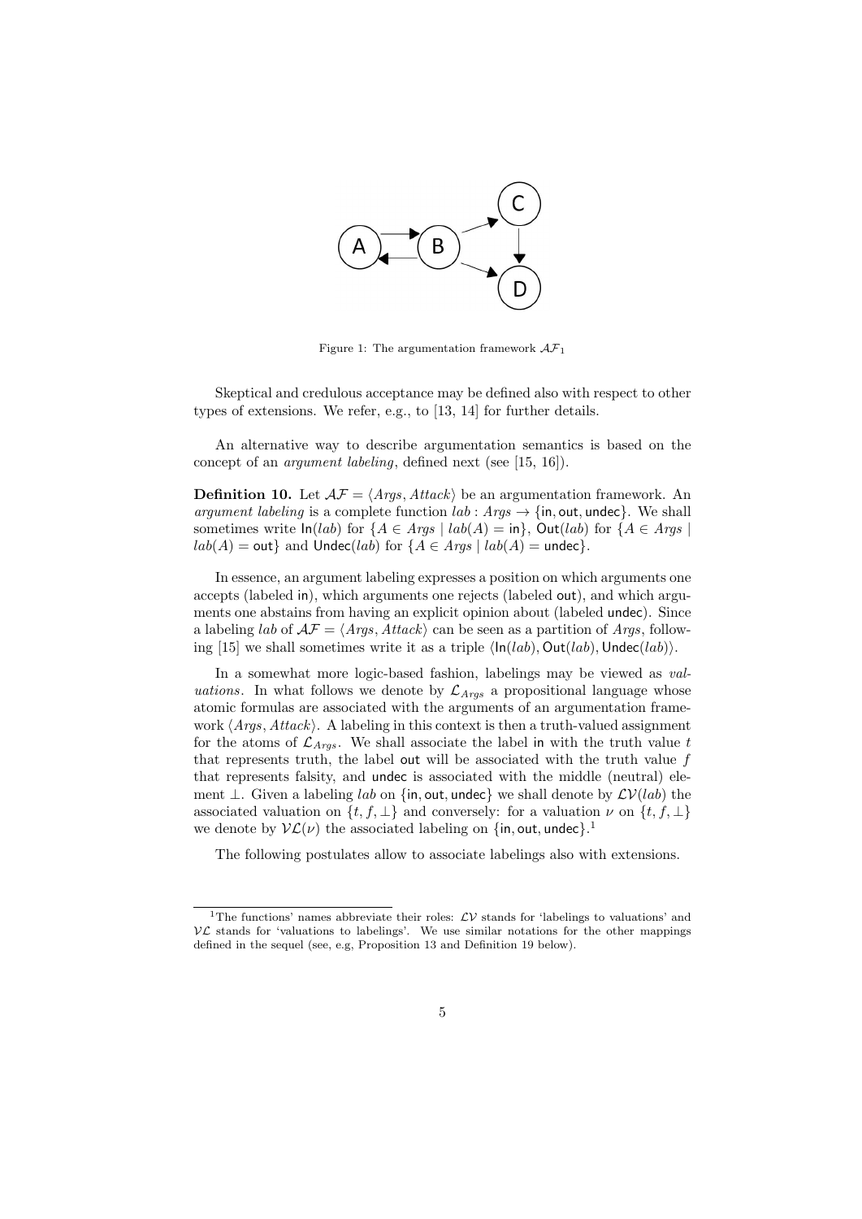Figure 1: The argumentation framework $\mathcal{AF}_1$

Skeptical and credulous acceptance may be defined also with respect to other types of extensions. We refer, e.g., to [13, 14] for further details.

An alternative way to describe argumentation semantics is based on the concept of an *argument labeling*, defined next (see [15, 16]).

**Definition 10.** Let $\mathcal{AF} = \langle Args, Attack \rangle$ be an argumentation framework. An *argument labeling* is a complete function $lab : Args \to \{\mathsf{in}, \mathsf{out}, \mathsf{undec}\}$. We shall sometimes write $\mathsf{In}(lab)$ for $\{A \in Args \mid lab(A) = \mathsf{in}\}$, $\mathsf{Out}(lab)$ for $\{A \in Args \mid lab(A) = \mathsf{out}\}$ and $\mathsf{Undec}(lab)$ for $\{A \in Args \mid lab(A) = \mathsf{undec}\}$.

In essence, an argument labeling expresses a position on which arguments one accepts (labeled $\mathsf{in}$), which arguments one rejects (labeled $\mathsf{out}$), and which arguments one abstains from having an explicit opinion about (labeled $\mathsf{undec}$). Since a labeling $lab$ of $\mathcal{AF} = \langle Args, Attack \rangle$ can be seen as a partition of $Args$, following [15] we shall sometimes write it as a triple $\langle \mathsf{In}(lab), \mathsf{Out}(lab), \mathsf{Undec}(lab) \rangle$.

In a somewhat more logic-based fashion, labelings may be viewed as *valuations*. In what follows we denote by $\mathcal{L}_{Args}$ a propositional language whose atomic formulas are associated with the arguments of an argumentation framework $\langle Args, Attack \rangle$. A labeling in this context is then a truth-valued assignment for the atoms of $\mathcal{L}_{Args}$. We shall associate the label $\mathsf{in}$ with the truth value $t$ that represents truth, the label $\mathsf{out}$ will be associated with the truth value $f$ that represents falsity, and $\mathsf{undec}$ is associated with the middle (neutral) element $\perp$. Given a labeling $lab$ on $\{\mathsf{in}, \mathsf{out}, \mathsf{undec}\}$ we shall denote by $\mathcal{LV}(lab)$ the associated valuation on $\{t, f, \perp\}$ and conversely: for a valuation $\nu$ on $\{t, f, \perp\}$ we denote by $\mathcal{VL}(\nu)$ the associated labeling on $\{\mathsf{in}, \mathsf{out}, \mathsf{undec}\}$.[1]

The following postulates allow to associate labelings also with extensions.

[1]The functions' names abbreviate their roles: $\mathcal{LV}$ stands for 'labelings to valuations' and $\mathcal{VL}$ stands for 'valuations to labelings'. We use similar notations for the other mappings defined in the sequel (see, e.g, Proposition 13 and Definition 19 below).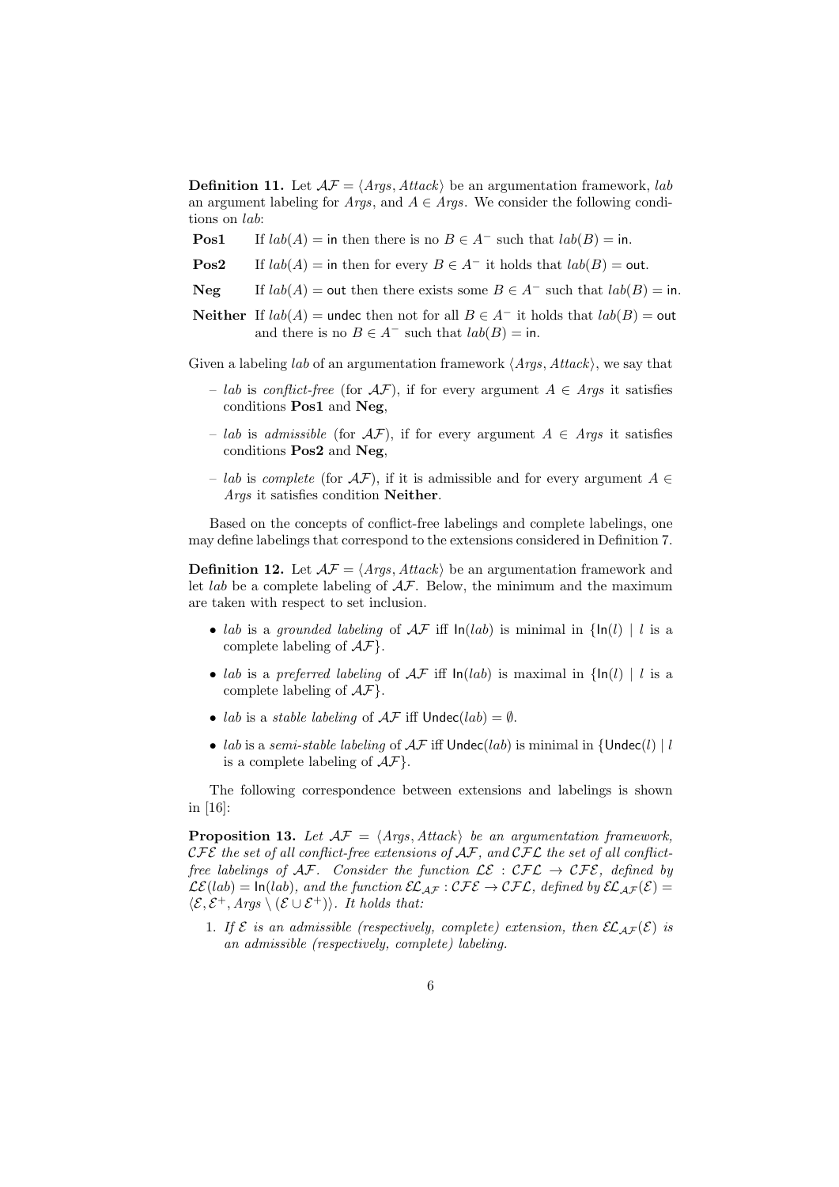**Definition 11.** Let $\mathcal{AF} = \langle Args, Attack \rangle$ be an argumentation framework, *lab* an argument labeling for *Args*, and $A \in Args$. We consider the following conditions on *lab*:

**Pos1** If $lab(A) = \mathsf{in}$ then there is no $B \in A^-$ such that $lab(B) = \mathsf{in}$.

**Pos2** If $lab(A) = \mathsf{in}$ then for every $B \in A^-$ it holds that $lab(B) = \mathsf{out}$.

**Neg** If $lab(A) = \mathsf{out}$ then there exists some $B \in A^-$ such that $lab(B) = \mathsf{in}$.

**Neither** If $lab(A) = \mathsf{undec}$ then not for all $B \in A^-$ it holds that $lab(B) = \mathsf{out}$ and there is no $B \in A^-$ such that $lab(B) = \mathsf{in}$.

Given a labeling *lab* of an argumentation framework $\langle Args, Attack \rangle$, we say that

- *lab* is *conflict-free* (for $\mathcal{AF}$), if for every argument $A \in Args$ it satisfies conditions **Pos1** and **Neg**,
- *lab* is *admissible* (for $\mathcal{AF}$), if for every argument $A \in Args$ it satisfies conditions **Pos2** and **Neg**,
- *lab* is *complete* (for $\mathcal{AF}$), if it is admissible and for every argument $A \in Args$ it satisfies condition **Neither**.

Based on the concepts of conflict-free labelings and complete labelings, one may define labelings that correspond to the extensions considered in Definition 7.

**Definition 12.** Let $\mathcal{AF} = \langle Args, Attack \rangle$ be an argumentation framework and let *lab* be a complete labeling of $\mathcal{AF}$. Below, the minimum and the maximum are taken with respect to set inclusion.

- *lab* is a *grounded labeling* of $\mathcal{AF}$ iff $\mathsf{In}(lab)$ is minimal in $\{\mathsf{In}(l) \mid l$ is a complete labeling of $\mathcal{AF}\}$.
- *lab* is a *preferred labeling* of $\mathcal{AF}$ iff $\mathsf{In}(lab)$ is maximal in $\{\mathsf{In}(l) \mid l$ is a complete labeling of $\mathcal{AF}\}$.
- *lab* is a *stable labeling* of $\mathcal{AF}$ iff $\mathsf{Undec}(lab) = \emptyset$.
- *lab* is a *semi-stable labeling* of $\mathcal{AF}$ iff $\mathsf{Undec}(lab)$ is minimal in $\{\mathsf{Undec}(l) \mid l$ is a complete labeling of $\mathcal{AF}\}$.

The following correspondence between extensions and labelings is shown in [16]:

**Proposition 13.** *Let $\mathcal{AF} = \langle Args, Attack \rangle$ be an argumentation framework, $\mathcal{CFE}$ the set of all conflict-free extensions of $\mathcal{AF}$, and $\mathcal{CFL}$ the set of all conflict-free labelings of $\mathcal{AF}$. Consider the function $\mathcal{LE} : \mathcal{CFL} \rightarrow \mathcal{CFE}$, defined by $\mathcal{LE}(lab) = \mathsf{In}(lab)$, and the function $\mathcal{EL}_{\mathcal{AF}} : \mathcal{CFE} \rightarrow \mathcal{CFL}$, defined by $\mathcal{EL}_{\mathcal{AF}}(\mathcal{E}) = \langle \mathcal{E}, \mathcal{E}^+, Args \setminus (\mathcal{E} \cup \mathcal{E}^+) \rangle$. It holds that:*

1. *If $\mathcal{E}$ is an admissible (respectively, complete) extension, then $\mathcal{EL}_{\mathcal{AF}}(\mathcal{E})$ is an admissible (respectively, complete) labeling.*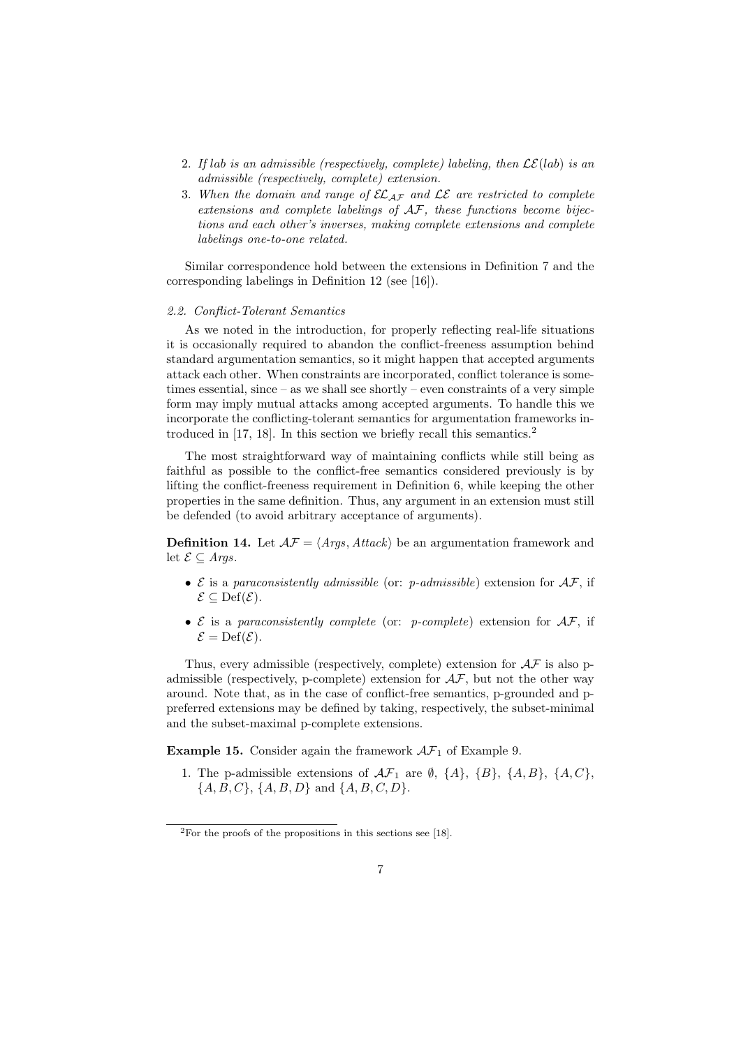2. *If lab is an admissible (respectively, complete) labeling, then $\mathcal{LE}(lab)$ is an admissible (respectively, complete) extension.*
3. *When the domain and range of $\mathcal{EL}_{\mathcal{AF}}$ and $\mathcal{LE}$ are restricted to complete extensions and complete labelings of $\mathcal{AF}$, these functions become bijections and each other's inverses, making complete extensions and complete labelings one-to-one related.*

Similar correspondence hold between the extensions in Definition 7 and the corresponding labelings in Definition 12 (see [16]).

### *2.2. Conflict-Tolerant Semantics*

As we noted in the introduction, for properly reflecting real-life situations it is occasionally required to abandon the conflict-freeness assumption behind standard argumentation semantics, so it might happen that accepted arguments attack each other. When constraints are incorporated, conflict tolerance is sometimes essential, since – as we shall see shortly – even constraints of a very simple form may imply mutual attacks among accepted arguments. To handle this we incorporate the conflicting-tolerant semantics for argumentation frameworks introduced in [17, 18]. In this section we briefly recall this semantics.[2]

The most straightforward way of maintaining conflicts while still being as faithful as possible to the conflict-free semantics considered previously is by lifting the conflict-freeness requirement in Definition 6, while keeping the other properties in the same definition. Thus, any argument in an extension must still be defended (to avoid arbitrary acceptance of arguments).

**Definition 14.** Let $\mathcal{AF} = \langle Args, Attack \rangle$ be an argumentation framework and let $\mathcal{E} \subseteq Args$.

- $\mathcal{E}$ is a *paraconsistently admissible* (or: *p-admissible*) extension for $\mathcal{AF}$, if $\mathcal{E} \subseteq \mathrm{Def}(\mathcal{E})$.
- $\mathcal{E}$ is a *paraconsistently complete* (or: *p-complete*) extension for $\mathcal{AF}$, if $\mathcal{E} = \mathrm{Def}(\mathcal{E})$.

Thus, every admissible (respectively, complete) extension for $\mathcal{AF}$ is also p-admissible (respectively, p-complete) extension for $\mathcal{AF}$, but not the other way around. Note that, as in the case of conflict-free semantics, p-grounded and p-preferred extensions may be defined by taking, respectively, the subset-minimal and the subset-maximal p-complete extensions.

**Example 15.** Consider again the framework $\mathcal{AF}_1$ of Example 9.

1. The p-admissible extensions of $\mathcal{AF}_1$ are $\emptyset$, $\{A\}$, $\{B\}$, $\{A, B\}$, $\{A, C\}$, $\{A, B, C\}$, $\{A, B, D\}$ and $\{A, B, C, D\}$.

[2] For the proofs of the propositions in this sections see [18].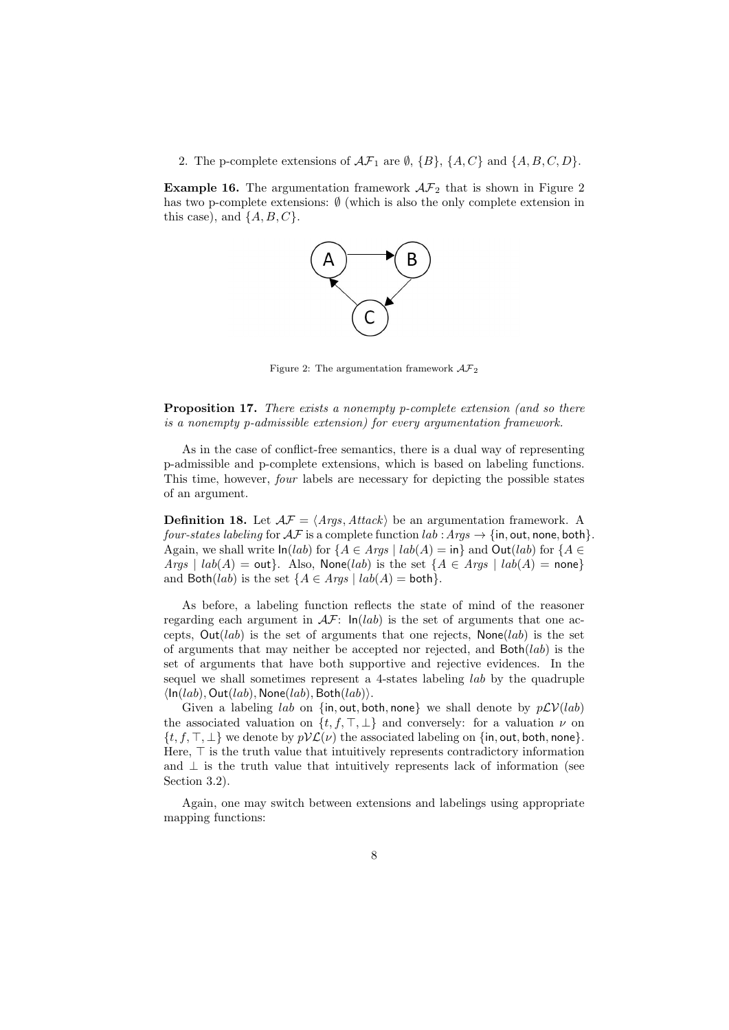2. The p-complete extensions of $\mathcal{AF}_1$ are $\emptyset$, $\{B\}$, $\{A, C\}$ and $\{A, B, C, D\}$.

**Example 16.** The argumentation framework $\mathcal{AF}_2$ that is shown in Figure 2 has two p-complete extensions: $\emptyset$ (which is also the only complete extension in this case), and $\{A, B, C\}$.

Figure 2: The argumentation framework $\mathcal{AF}_2$

**Proposition 17.** *There exists a nonempty p-complete extension (and so there is a nonempty p-admissible extension) for every argumentation framework.*

As in the case of conflict-free semantics, there is a dual way of representing p-admissible and p-complete extensions, which is based on labeling functions. This time, however, *four* labels are necessary for depicting the possible states of an argument.

**Definition 18.** Let $\mathcal{AF} = \langle Args, Attack \rangle$ be an argumentation framework. A *four-states labeling* for $\mathcal{AF}$ is a complete function $lab : Args \to \{\mathsf{in}, \mathsf{out}, \mathsf{none}, \mathsf{both}\}$. Again, we shall write $\mathsf{In}(lab)$ for $\{A \in Args \mid lab(A) = \mathsf{in}\}$ and $\mathsf{Out}(lab)$ for $\{A \in Args \mid lab(A) = \mathsf{out}\}$. Also, $\mathsf{None}(lab)$ is the set $\{A \in Args \mid lab(A) = \mathsf{none}\}$ and $\mathsf{Both}(lab)$ is the set $\{A \in Args \mid lab(A) = \mathsf{both}\}$.

As before, a labeling function reflects the state of mind of the reasoner regarding each argument in $\mathcal{AF}$: $\mathsf{In}(lab)$ is the set of arguments that one accepts, $\mathsf{Out}(lab)$ is the set of arguments that one rejects, $\mathsf{None}(lab)$ is the set of arguments that may neither be accepted nor rejected, and $\mathsf{Both}(lab)$ is the set of arguments that have both supportive and rejective evidences. In the sequel we shall sometimes represent a 4-states labeling $lab$ by the quadruple $\langle \mathsf{In}(lab), \mathsf{Out}(lab), \mathsf{None}(lab), \mathsf{Both}(lab) \rangle$.

Given a labeling $lab$ on $\{\mathsf{in}, \mathsf{out}, \mathsf{both}, \mathsf{none}\}$ we shall denote by $p\mathcal{LV}(lab)$ the associated valuation on $\{t, f, \top, \bot\}$ and conversely: for a valuation $\nu$ on $\{t, f, \top, \bot\}$ we denote by $p\mathcal{VL}(\nu)$ the associated labeling on $\{\mathsf{in}, \mathsf{out}, \mathsf{both}, \mathsf{none}\}$. Here, $\top$ is the truth value that intuitively represents contradictory information and $\bot$ is the truth value that intuitively represents lack of information (see Section 3.2).

Again, one may switch between extensions and labelings using appropriate mapping functions: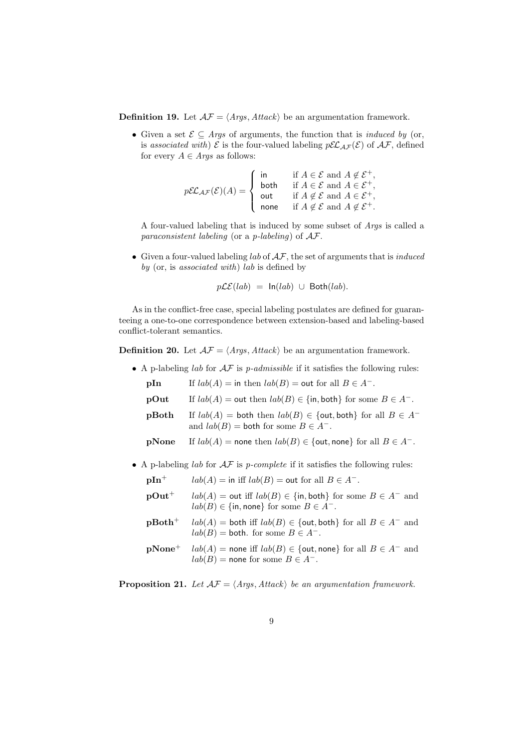**Definition 19.** Let $\mathcal{AF} = \langle Args, Attack \rangle$ be an argumentation framework.

- Given a set $\mathcal{E} \subseteq Args$ of arguments, the function that is *induced by* (or, is *associated with*) $\mathcal{E}$ is the four-valued labeling $p\mathcal{EL}_{\mathcal{AF}}(\mathcal{E})$ of $\mathcal{AF}$, defined for every $A \in Args$ as follows:

$$p\mathcal{EL}_{\mathcal{AF}}(\mathcal{E})(A) = \begin{cases} \mathsf{in} & \text{if } A \in \mathcal{E} \text{ and } A \notin \mathcal{E}^+, \\ \mathsf{both} & \text{if } A \in \mathcal{E} \text{ and } A \in \mathcal{E}^+, \\ \mathsf{out} & \text{if } A \notin \mathcal{E} \text{ and } A \in \mathcal{E}^+, \\ \mathsf{none} & \text{if } A \notin \mathcal{E} \text{ and } A \notin \mathcal{E}^+. \end{cases}$$

  A four-valued labeling that is induced by some subset of $Args$ is called a *paraconsistent labeling* (or a *p-labeling*) of $\mathcal{AF}$.

- Given a four-valued labeling $lab$ of $\mathcal{AF}$, the set of arguments that is *induced by* (or, is *associated with*) $lab$ is defined by

$$p\mathcal{LE}(lab) \;=\; \mathsf{In}(lab) \;\cup\; \mathsf{Both}(lab).$$

As in the conflict-free case, special labeling postulates are defined for guaranteeing a one-to-one correspondence between extension-based and labeling-based conflict-tolerant semantics.

**Definition 20.** Let $\mathcal{AF} = \langle Args, Attack \rangle$ be an argumentation framework.

- A p-labeling $lab$ for $\mathcal{AF}$ is *p-admissible* if it satisfies the following rules:

  **pIn** If $lab(A) = \mathsf{in}$ then $lab(B) = \mathsf{out}$ for all $B \in A^-$.

  **pOut** If $lab(A) = \mathsf{out}$ then $lab(B) \in \{\mathsf{in}, \mathsf{both}\}$ for some $B \in A^-$.

  **pBoth** If $lab(A) = \mathsf{both}$ then $lab(B) \in \{\mathsf{out}, \mathsf{both}\}$ for all $B \in A^-$ and $lab(B) = \mathsf{both}$ for some $B \in A^-$.

  **pNone** If $lab(A) = \mathsf{none}$ then $lab(B) \in \{\mathsf{out}, \mathsf{none}\}$ for all $B \in A^-$.

- A p-labeling $lab$ for $\mathcal{AF}$ is *p-complete* if it satisfies the following rules:

  **pIn$^+$** $lab(A) = \mathsf{in}$ iff $lab(B) = \mathsf{out}$ for all $B \in A^-$.

  **pOut$^+$** $lab(A) = \mathsf{out}$ iff $lab(B) \in \{\mathsf{in}, \mathsf{both}\}$ for some $B \in A^-$ and $lab(B) \in \{\mathsf{in}, \mathsf{none}\}$ for some $B \in A^-$.

  **pBoth$^+$** $lab(A) = \mathsf{both}$ iff $lab(B) \in \{\mathsf{out}, \mathsf{both}\}$ for all $B \in A^-$ and $lab(B) = \mathsf{both}$. for some $B \in A^-$.

  **pNone$^+$** $lab(A) = \mathsf{none}$ iff $lab(B) \in \{\mathsf{out}, \mathsf{none}\}$ for all $B \in A^-$ and $lab(B) = \mathsf{none}$ for some $B \in A^-$.

**Proposition 21.** *Let $\mathcal{AF} = \langle Args, Attack \rangle$ be an argumentation framework.*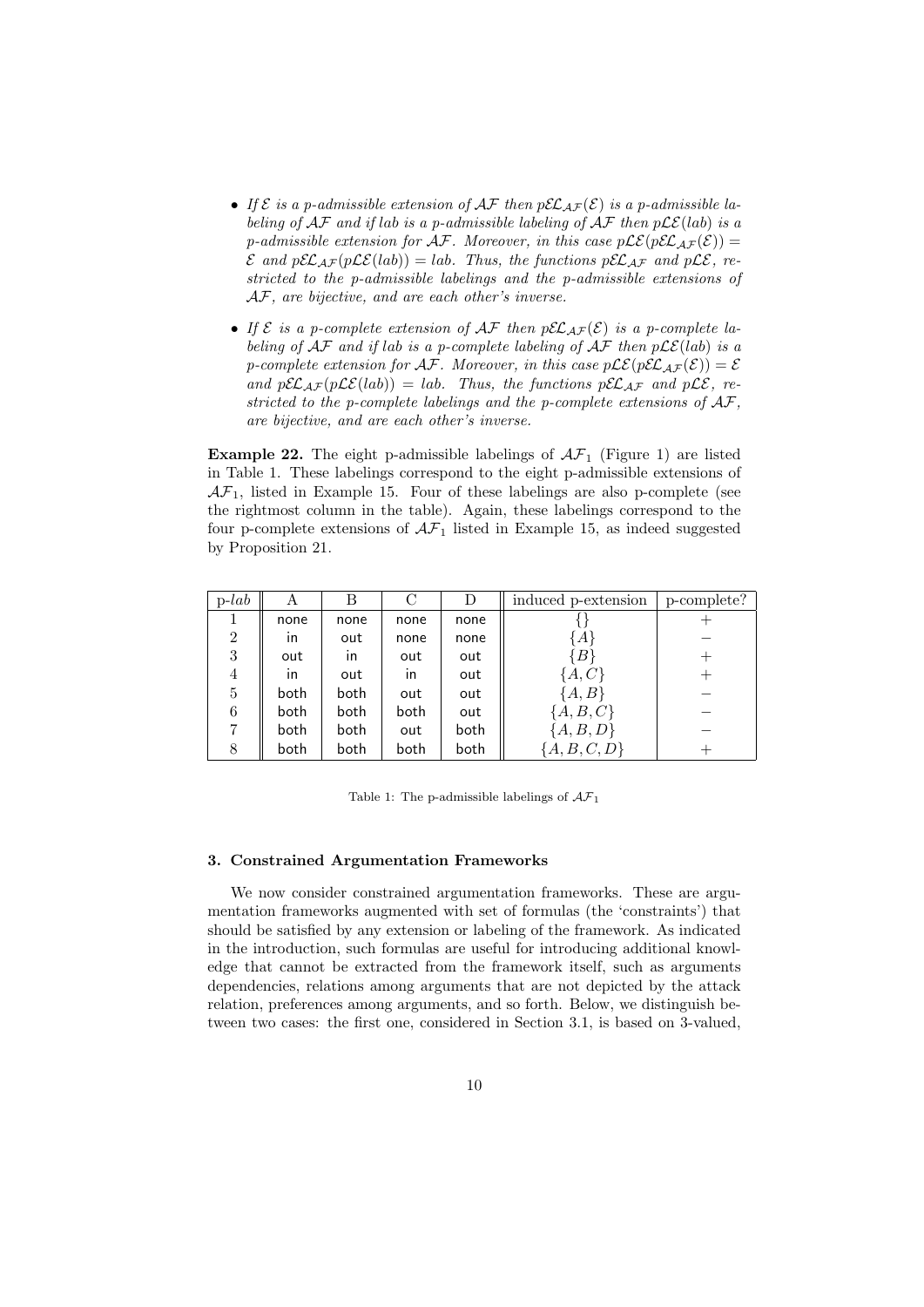- *If $\mathcal{E}$ is a p-admissible extension of $\mathcal{AF}$ then $p\mathcal{EL}_{\mathcal{AF}}(\mathcal{E})$ is a p-admissible labeling of $\mathcal{AF}$ and if lab is a p-admissible labeling of $\mathcal{AF}$ then $p\mathcal{LE}(lab)$ is a p-admissible extension for $\mathcal{AF}$. Moreover, in this case $p\mathcal{LE}(p\mathcal{EL}_{\mathcal{AF}}(\mathcal{E})) = \mathcal{E}$ and $p\mathcal{EL}_{\mathcal{AF}}(p\mathcal{LE}(lab)) = lab$. Thus, the functions $p\mathcal{EL}_{\mathcal{AF}}$ and $p\mathcal{LE}$, restricted to the p-admissible labelings and the p-admissible extensions of $\mathcal{AF}$, are bijective, and are each other's inverse.*
- *If $\mathcal{E}$ is a p-complete extension of $\mathcal{AF}$ then $p\mathcal{EL}_{\mathcal{AF}}(\mathcal{E})$ is a p-complete labeling of $\mathcal{AF}$ and if lab is a p-complete labeling of $\mathcal{AF}$ then $p\mathcal{LE}(lab)$ is a p-complete extension for $\mathcal{AF}$. Moreover, in this case $p\mathcal{LE}(p\mathcal{EL}_{\mathcal{AF}}(\mathcal{E})) = \mathcal{E}$ and $p\mathcal{EL}_{\mathcal{AF}}(p\mathcal{LE}(lab)) = lab$. Thus, the functions $p\mathcal{EL}_{\mathcal{AF}}$ and $p\mathcal{LE}$, restricted to the p-complete labelings and the p-complete extensions of $\mathcal{AF}$, are bijective, and are each other's inverse.*

**Example 22.** The eight p-admissible labelings of $\mathcal{AF}_1$ (Figure 1) are listed in Table 1. These labelings correspond to the eight p-admissible extensions of $\mathcal{AF}_1$, listed in Example 15. Four of these labelings are also p-complete (see the rightmost column in the table). Again, these labelings correspond to the four p-complete extensions of $\mathcal{AF}_1$ listed in Example 15, as indeed suggested by Proposition 21.

| p-$lab$ | A | B | C | D | induced p-extension | p-complete? |
|---|---|---|---|---|---|---|
| 1 | none | none | none | none | $\{\}$ | $+$ |
| 2 | in | out | none | none | $\{A\}$ | $-$ |
| 3 | out | in | out | out | $\{B\}$ | $+$ |
| 4 | in | out | in | out | $\{A, C\}$ | $+$ |
| 5 | both | both | out | out | $\{A, B\}$ | $-$ |
| 6 | both | both | both | out | $\{A, B, C\}$ | $-$ |
| 7 | both | both | out | both | $\{A, B, D\}$ | $-$ |
| 8 | both | both | both | both | $\{A, B, C, D\}$ | $+$ |

Table 1: The p-admissible labelings of $\mathcal{AF}_1$

### 3. Constrained Argumentation Frameworks

We now consider constrained argumentation frameworks. These are argumentation frameworks augmented with set of formulas (the 'constraints') that should be satisfied by any extension or labeling of the framework. As indicated in the introduction, such formulas are useful for introducing additional knowledge that cannot be extracted from the framework itself, such as arguments dependencies, relations among arguments that are not depicted by the attack relation, preferences among arguments, and so forth. Below, we distinguish between two cases: the first one, considered in Section 3.1, is based on 3-valued,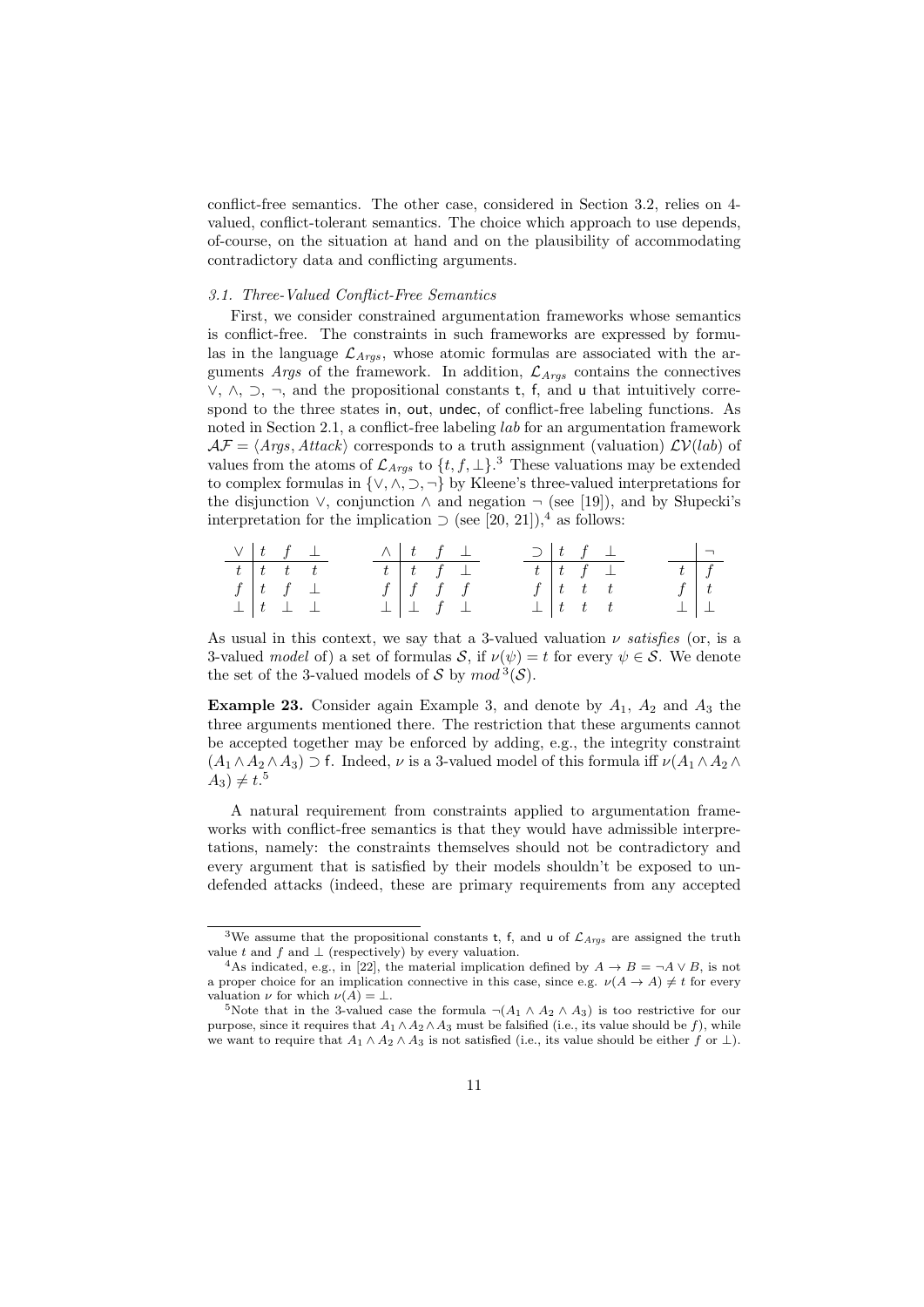conflict-free semantics. The other case, considered in Section 3.2, relies on 4-valued, conflict-tolerant semantics. The choice which approach to use depends, of-course, on the situation at hand and on the plausibility of accommodating contradictory data and conflicting arguments.

### *3.1. Three-Valued Conflict-Free Semantics*

First, we consider constrained argumentation frameworks whose semantics is conflict-free. The constraints in such frameworks are expressed by formulas in the language $\mathcal{L}_{Args}$, whose atomic formulas are associated with the arguments *Args* of the framework. In addition, $\mathcal{L}_{Args}$ contains the connectives $\vee$, $\wedge$, $\supset$, $\neg$, and the propositional constants $\mathsf{t}$, $\mathsf{f}$, and $\mathsf{u}$ that intuitively correspond to the three states in, out, undec, of conflict-free labeling functions. As noted in Section 2.1, a conflict-free labeling *lab* for an argumentation framework $\mathcal{AF} = \langle Args, Attack \rangle$ corresponds to a truth assignment (valuation) $\mathcal{LV}(lab)$ of values from the atoms of $\mathcal{L}_{Args}$ to $\{t, f, \bot\}$.[3] These valuations may be extended to complex formulas in $\{\vee, \wedge, \supset, \neg\}$ by Kleene's three-valued interpretations for the disjunction $\vee$, conjunction $\wedge$ and negation $\neg$ (see [19]), and by Słupecki's interpretation for the implication $\supset$ (see [20, 21]),[4] as follows:

| $\vee$ | $t$ | $f$ | $\bot$ |
|---|---|---|---|
| $t$ | $t$ | $t$ | $t$ |
| $f$ | $t$ | $f$ | $\bot$ |
| $\bot$ | $t$ | $\bot$ | $\bot$ |

| $\wedge$ | $t$ | $f$ | $\bot$ |
|---|---|---|---|
| $t$ | $t$ | $f$ | $\bot$ |
| $f$ | $f$ | $f$ | $f$ |
| $\bot$ | $\bot$ | $f$ | $\bot$ |

| $\supset$ | $t$ | $f$ | $\bot$ |
|---|---|---|---|
| $t$ | $t$ | $f$ | $\bot$ |
| $f$ | $t$ | $t$ | $t$ |
| $\bot$ | $t$ | $t$ | $t$ |

| | $\neg$ |
|---|---|
| $t$ | $f$ |
| $f$ | $t$ |
| $\bot$ | $\bot$ |

As usual in this context, we say that a 3-valued valuation $\nu$ *satisfies* (or, is a 3-valued *model* of) a set of formulas $\mathcal{S}$, if $\nu(\psi) = t$ for every $\psi \in \mathcal{S}$. We denote the set of the 3-valued models of $\mathcal{S}$ by $mod^3(\mathcal{S})$.

**Example 23.** Consider again Example 3, and denote by $A_1$, $A_2$ and $A_3$ the three arguments mentioned there. The restriction that these arguments cannot be accepted together may be enforced by adding, e.g., the integrity constraint $(A_1 \wedge A_2 \wedge A_3) \supset \mathsf{f}$. Indeed, $\nu$ is a 3-valued model of this formula iff $\nu(A_1 \wedge A_2 \wedge A_3) \neq t$.[5]

A natural requirement from constraints applied to argumentation frameworks with conflict-free semantics is that they would have admissible interpretations, namely: the constraints themselves should not be contradictory and every argument that is satisfied by their models shouldn't be exposed to undefended attacks (indeed, these are primary requirements from any accepted

---

[3] We assume that the propositional constants $\mathsf{t}$, $\mathsf{f}$, and $\mathsf{u}$ of $\mathcal{L}_{Args}$ are assigned the truth value $t$ and $f$ and $\bot$ (respectively) by every valuation.

[4] As indicated, e.g., in [22], the material implication defined by $A \to B = \neg A \vee B$, is not a proper choice for an implication connective in this case, since e.g. $\nu(A \to A) \neq t$ for every valuation $\nu$ for which $\nu(A) = \bot$.

[5] Note that in the 3-valued case the formula $\neg(A_1 \wedge A_2 \wedge A_3)$ is too restrictive for our purpose, since it requires that $A_1 \wedge A_2 \wedge A_3$ must be falsified (i.e., its value should be $f$), while we want to require that $A_1 \wedge A_2 \wedge A_3$ is not satisfied (i.e., its value should be either $f$ or $\bot$).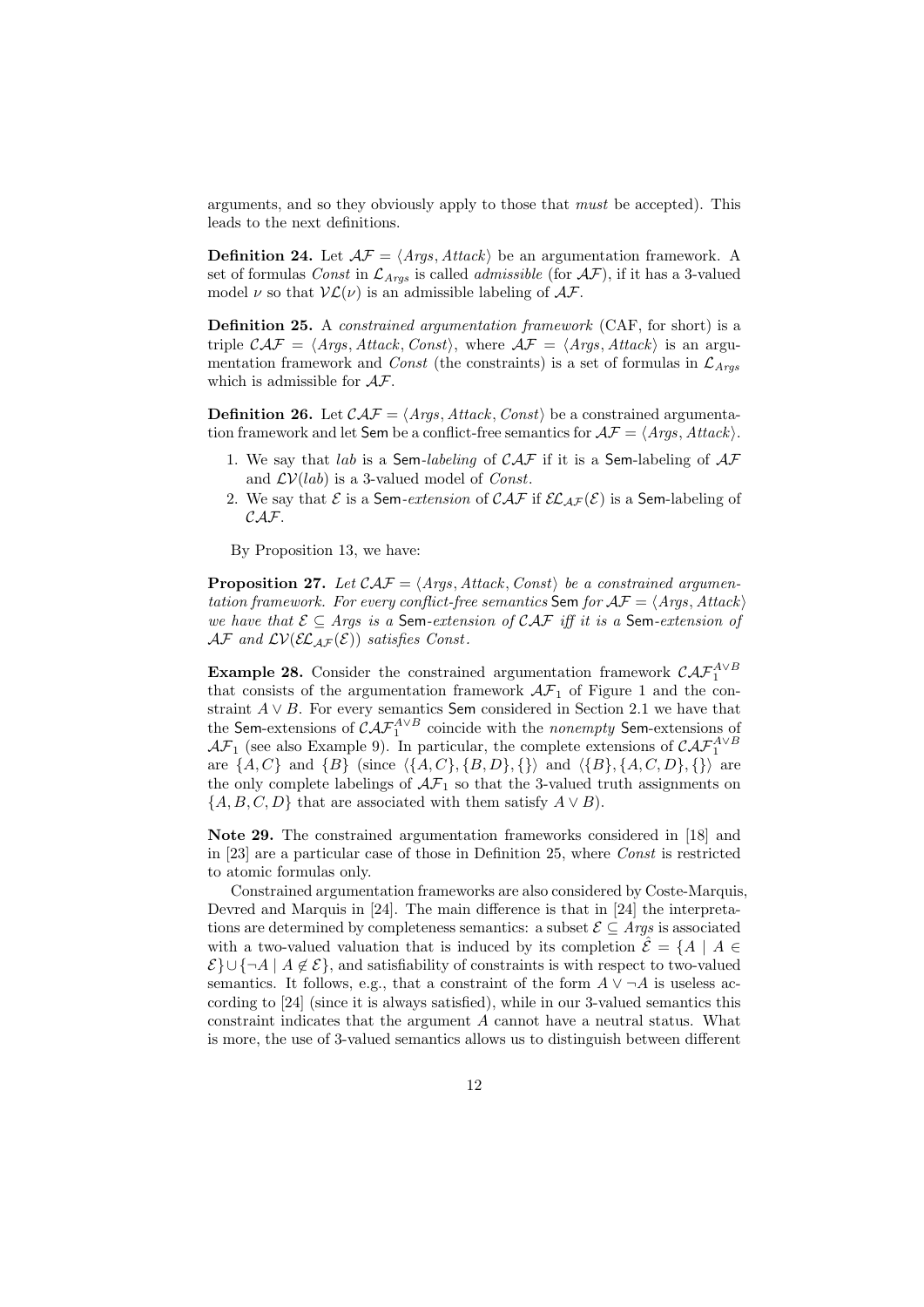arguments, and so they obviously apply to those that *must* be accepted). This leads to the next definitions.

**Definition 24.** Let $\mathcal{AF} = \langle Args, Attack \rangle$ be an argumentation framework. A set of formulas *Const* in $\mathcal{L}_{Args}$ is called *admissible* (for $\mathcal{AF}$), if it has a 3-valued model $\nu$ so that $\mathcal{VL}(\nu)$ is an admissible labeling of $\mathcal{AF}$.

**Definition 25.** A *constrained argumentation framework* (CAF, for short) is a triple $\mathcal{CAF} = \langle Args, Attack, Const \rangle$, where $\mathcal{AF} = \langle Args, Attack \rangle$ is an argumentation framework and *Const* (the constraints) is a set of formulas in $\mathcal{L}_{Args}$ which is admissible for $\mathcal{AF}$.

**Definition 26.** Let $\mathcal{CAF} = \langle Args, Attack, Const \rangle$ be a constrained argumentation framework and let $\mathsf{Sem}$ be a conflict-free semantics for $\mathcal{AF} = \langle Args, Attack \rangle$.

1. We say that *lab* is a $\mathsf{Sem}$-*labeling* of $\mathcal{CAF}$ if it is a $\mathsf{Sem}$-labeling of $\mathcal{AF}$ and $\mathcal{LV}(lab)$ is a 3-valued model of *Const*.
2. We say that $\mathcal{E}$ is a $\mathsf{Sem}$-*extension* of $\mathcal{CAF}$ if $\mathcal{EL}_{\mathcal{AF}}(\mathcal{E})$ is a $\mathsf{Sem}$-labeling of $\mathcal{CAF}$.

By Proposition 13, we have:

**Proposition 27.** *Let $\mathcal{CAF} = \langle Args, Attack, Const \rangle$ be a constrained argumentation framework. For every conflict-free semantics $\mathsf{Sem}$ for $\mathcal{AF} = \langle Args, Attack \rangle$ we have that $\mathcal{E} \subseteq Args$ is a $\mathsf{Sem}$-extension of $\mathcal{CAF}$ iff it is a $\mathsf{Sem}$-extension of $\mathcal{AF}$ and $\mathcal{LV}(\mathcal{EL}_{\mathcal{AF}}(\mathcal{E}))$ satisfies Const.*

**Example 28.** Consider the constrained argumentation framework $\mathcal{CAF}_1^{A \vee B}$ that consists of the argumentation framework $\mathcal{AF}_1$ of Figure 1 and the constraint $A \vee B$. For every semantics $\mathsf{Sem}$ considered in Section 2.1 we have that the $\mathsf{Sem}$-extensions of $\mathcal{CAF}_1^{A \vee B}$ coincide with the *nonempty* $\mathsf{Sem}$-extensions of $\mathcal{AF}_1$ (see also Example 9). In particular, the complete extensions of $\mathcal{CAF}_1^{A \vee B}$ are $\{A, C\}$ and $\{B\}$ (since $\langle \{A, C\}, \{B, D\}, \{\} \rangle$ and $\langle \{B\}, \{A, C, D\}, \{\} \rangle$ are the only complete labelings of $\mathcal{AF}_1$ so that the 3-valued truth assignments on $\{A, B, C, D\}$ that are associated with them satisfy $A \vee B$).

**Note 29.** The constrained argumentation frameworks considered in [18] and in [23] are a particular case of those in Definition 25, where *Const* is restricted to atomic formulas only.

Constrained argumentation frameworks are also considered by Coste-Marquis, Devred and Marquis in [24]. The main difference is that in [24] the interpretations are determined by completeness semantics: a subset $\mathcal{E} \subseteq Args$ is associated with a two-valued valuation that is induced by its completion $\hat{\mathcal{E}} = \{A \mid A \in \mathcal{E}\} \cup \{\neg A \mid A \notin \mathcal{E}\}$, and satisfiability of constraints is with respect to two-valued semantics. It follows, e.g., that a constraint of the form $A \vee \neg A$ is useless according to [24] (since it is always satisfied), while in our 3-valued semantics this constraint indicates that the argument $A$ cannot have a neutral status. What is more, the use of 3-valued semantics allows us to distinguish between different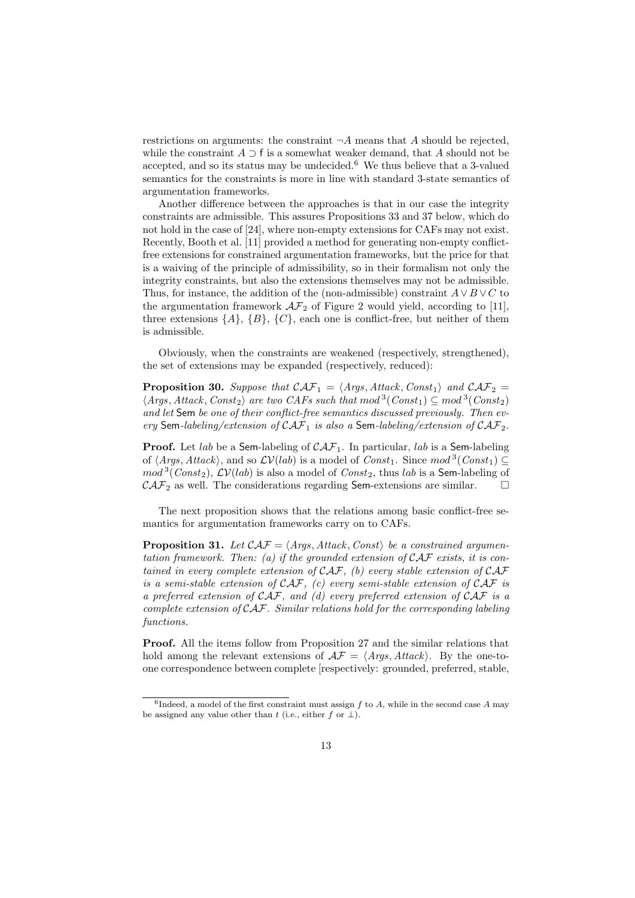restrictions on arguments: the constraint $\neg A$ means that $A$ should be rejected, while the constraint $A \supset \mathsf{f}$ is a somewhat weaker demand, that $A$ should not be accepted, and so its status may be undecided.[6] We thus believe that a 3-valued semantics for the constraints is more in line with standard 3-state semantics of argumentation frameworks.

Another difference between the approaches is that in our case the integrity constraints are admissible. This assures Propositions 33 and 37 below, which do not hold in the case of [24], where non-empty extensions for CAFs may not exist. Recently, Booth et al. [11] provided a method for generating non-empty conflict-free extensions for constrained argumentation frameworks, but the price for that is a waiving of the principle of admissibility, so in their formalism not only the integrity constraints, but also the extensions themselves may not be admissible. Thus, for instance, the addition of the (non-admissible) constraint $A \vee B \vee C$ to the argumentation framework $\mathcal{AF}_2$ of Figure 2 would yield, according to [11], three extensions $\{A\}$, $\{B\}$, $\{C\}$, each one is conflict-free, but neither of them is admissible.

Obviously, when the constraints are weakened (respectively, strengthened), the set of extensions may be expanded (respectively, reduced):

**Proposition 30.** *Suppose that $\mathcal{CAF}_1 = \langle Args, Attack, Const_1 \rangle$ and $\mathcal{CAF}_2 = \langle Args, Attack, Const_2 \rangle$ are two CAFs such that $mod^3(Const_1) \subseteq mod^3(Const_2)$ and let* $\mathsf{Sem}$ *be one of their conflict-free semantics discussed previously. Then every* $\mathsf{Sem}$*-labeling/extension of $\mathcal{CAF}_1$ is also a* $\mathsf{Sem}$*-labeling/extension of $\mathcal{CAF}_2$.*

**Proof.** Let $lab$ be a $\mathsf{Sem}$-labeling of $\mathcal{CAF}_1$. In particular, $lab$ is a $\mathsf{Sem}$-labeling of $\langle Args, Attack \rangle$, and so $\mathcal{LV}(lab)$ is a model of $Const_1$. Since $mod^3(Const_1) \subseteq mod^3(Const_2)$, $\mathcal{LV}(lab)$ is also a model of $Const_2$, thus $lab$ is a $\mathsf{Sem}$-labeling of $\mathcal{CAF}_2$ as well. The considerations regarding $\mathsf{Sem}$-extensions are similar. $\square$

The next proposition shows that the relations among basic conflict-free semantics for argumentation frameworks carry on to CAFs.

**Proposition 31.** *Let $\mathcal{CAF} = \langle Args, Attack, Const \rangle$ be a constrained argumentation framework. Then: (a) if the grounded extension of $\mathcal{CAF}$ exists, it is contained in every complete extension of $\mathcal{CAF}$, (b) every stable extension of $\mathcal{CAF}$ is a semi-stable extension of $\mathcal{CAF}$, (c) every semi-stable extension of $\mathcal{CAF}$ is a preferred extension of $\mathcal{CAF}$, and (d) every preferred extension of $\mathcal{CAF}$ is a complete extension of $\mathcal{CAF}$. Similar relations hold for the corresponding labeling functions.*

**Proof.** All the items follow from Proposition 27 and the similar relations that hold among the relevant extensions of $\mathcal{AF} = \langle Args, Attack \rangle$. By the one-to-one correspondence between complete [respectively: grounded, preferred, stable,

---

[6] Indeed, a model of the first constraint must assign $f$ to $A$, while in the second case $A$ may be assigned any value other than $t$ (i.e., either $f$ or $\bot$).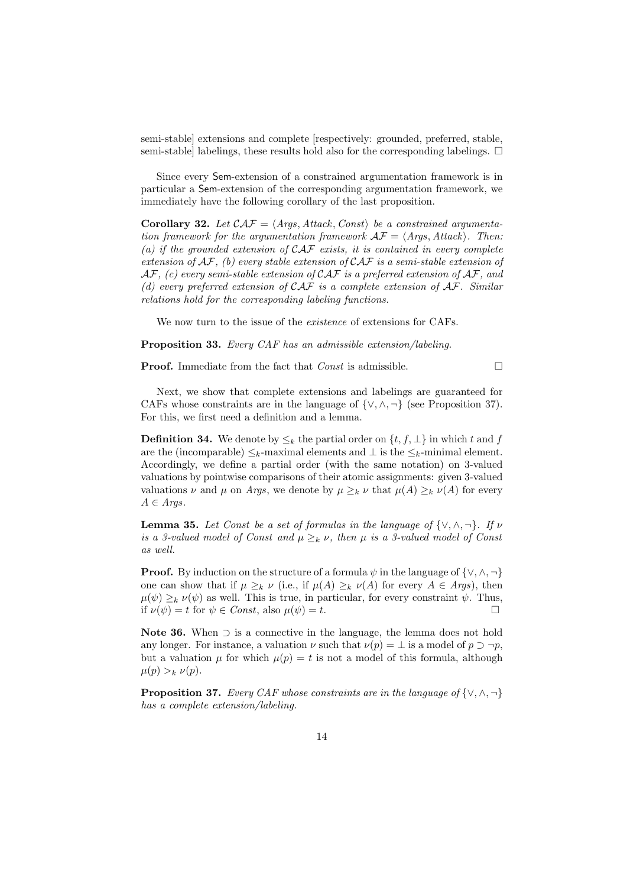semi-stable] extensions and complete [respectively: grounded, preferred, stable, semi-stable] labelings, these results hold also for the corresponding labelings. $\square$

Since every Sem-extension of a constrained argumentation framework is in particular a Sem-extension of the corresponding argumentation framework, we immediately have the following corollary of the last proposition.

**Corollary 32.** *Let $\mathcal{CAF} = \langle Args, Attack, Const \rangle$ be a constrained argumentation framework for the argumentation framework $\mathcal{AF} = \langle Args, Attack \rangle$. Then: (a) if the grounded extension of $\mathcal{CAF}$ exists, it is contained in every complete extension of $\mathcal{AF}$, (b) every stable extension of $\mathcal{CAF}$ is a semi-stable extension of $\mathcal{AF}$, (c) every semi-stable extension of $\mathcal{CAF}$ is a preferred extension of $\mathcal{AF}$, and (d) every preferred extension of $\mathcal{CAF}$ is a complete extension of $\mathcal{AF}$. Similar relations hold for the corresponding labeling functions.*

We now turn to the issue of the *existence* of extensions for CAFs.

**Proposition 33.** *Every CAF has an admissible extension/labeling.*

**Proof.** Immediate from the fact that *Const* is admissible. $\square$

Next, we show that complete extensions and labelings are guaranteed for CAFs whose constraints are in the language of $\{\vee, \wedge, \neg\}$ (see Proposition 37). For this, we first need a definition and a lemma.

**Definition 34.** We denote by $\leq_k$ the partial order on $\{t, f, \bot\}$ in which $t$ and $f$ are the (incomparable) $\leq_k$-maximal elements and $\bot$ is the $\leq_k$-minimal element. Accordingly, we define a partial order (with the same notation) on 3-valued valuations by pointwise comparisons of their atomic assignments: given 3-valued valuations $\nu$ and $\mu$ on *Args*, we denote by $\mu \geq_k \nu$ that $\mu(A) \geq_k \nu(A)$ for every $A \in Args$.

**Lemma 35.** *Let Const be a set of formulas in the language of $\{\vee, \wedge, \neg\}$. If $\nu$ is a 3-valued model of Const and $\mu \geq_k \nu$, then $\mu$ is a 3-valued model of Const as well.*

**Proof.** By induction on the structure of a formula $\psi$ in the language of $\{\vee, \wedge, \neg\}$ one can show that if $\mu \geq_k \nu$ (i.e., if $\mu(A) \geq_k \nu(A)$ for every $A \in Args$), then $\mu(\psi) \geq_k \nu(\psi)$ as well. This is true, in particular, for every constraint $\psi$. Thus, if $\nu(\psi) = t$ for $\psi \in Const$, also $\mu(\psi) = t$. $\square$

**Note 36.** When $\supset$ is a connective in the language, the lemma does not hold any longer. For instance, a valuation $\nu$ such that $\nu(p) = \bot$ is a model of $p \supset \neg p$, but a valuation $\mu$ for which $\mu(p) = t$ is not a model of this formula, although $\mu(p) >_k \nu(p)$.

**Proposition 37.** *Every CAF whose constraints are in the language of $\{\vee, \wedge, \neg\}$ has a complete extension/labeling.*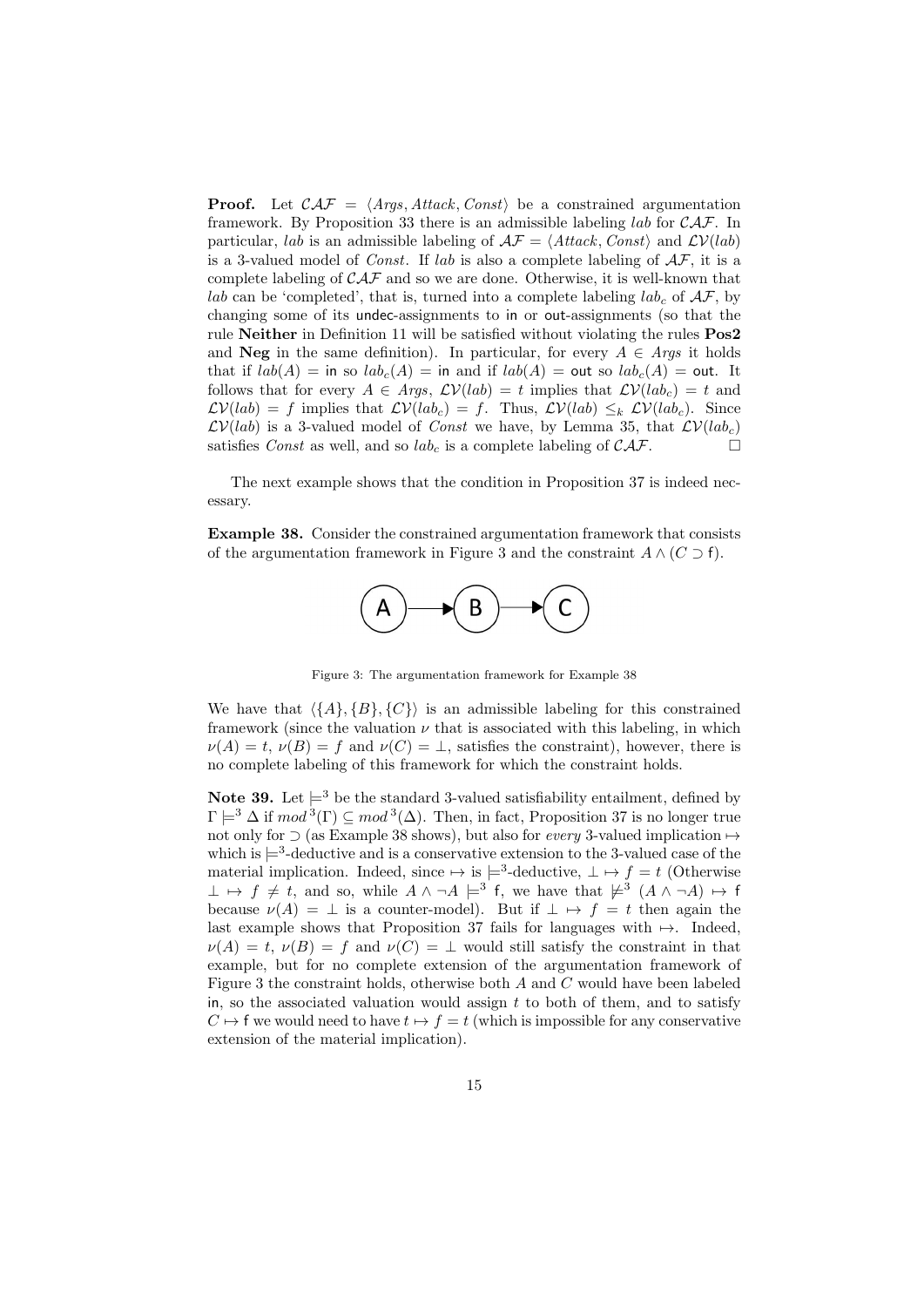**Proof.** Let $\mathcal{CAF} = \langle Args, Attack, Const \rangle$ be a constrained argumentation framework. By Proposition 33 there is an admissible labeling $lab$ for $\mathcal{CAF}$. In particular, $lab$ is an admissible labeling of $\mathcal{AF} = \langle Attack, Const \rangle$ and $\mathcal{LV}(lab)$ is a 3-valued model of $Const$. If $lab$ is also a complete labeling of $\mathcal{AF}$, it is a complete labeling of $\mathcal{CAF}$ and so we are done. Otherwise, it is well-known that $lab$ can be 'completed', that is, turned into a complete labeling $lab_c$ of $\mathcal{AF}$, by changing some of its undec-assignments to in or out-assignments (so that the rule **Neither** in Definition 11 will be satisfied without violating the rules **Pos2** and **Neg** in the same definition). In particular, for every $A \in Args$ it holds that if $lab(A) = \mathsf{in}$ so $lab_c(A) = \mathsf{in}$ and if $lab(A) = \mathsf{out}$ so $lab_c(A) = \mathsf{out}$. It follows that for every $A \in Args$, $\mathcal{LV}(lab) = t$ implies that $\mathcal{LV}(lab_c) = t$ and $\mathcal{LV}(lab) = f$ implies that $\mathcal{LV}(lab_c) = f$. Thus, $\mathcal{LV}(lab) \leq_k \mathcal{LV}(lab_c)$. Since $\mathcal{LV}(lab)$ is a 3-valued model of $Const$ we have, by Lemma 35, that $\mathcal{LV}(lab_c)$ satisfies $Const$ as well, and so $lab_c$ is a complete labeling of $\mathcal{CAF}$. □

The next example shows that the condition in Proposition 37 is indeed necessary.

**Example 38.** Consider the constrained argumentation framework that consists of the argumentation framework in Figure 3 and the constraint $A \wedge (C \supset \mathsf{f})$.

Figure 3: The argumentation framework for Example 38

We have that $\langle \{A\}, \{B\}, \{C\} \rangle$ is an admissible labeling for this constrained framework (since the valuation $\nu$ that is associated with this labeling, in which $\nu(A) = t$, $\nu(B) = f$ and $\nu(C) = \bot$, satisfies the constraint), however, there is no complete labeling of this framework for which the constraint holds.

**Note 39.** Let $\models^3$ be the standard 3-valued satisfiability entailment, defined by $\Gamma \models^3 \Delta$ if $mod^3(\Gamma) \subseteq mod^3(\Delta)$. Then, in fact, Proposition 37 is no longer true not only for $\supset$ (as Example 38 shows), but also for *every* 3-valued implication $\mapsto$ which is $\models^3$-deductive and is a conservative extension to the 3-valued case of the material implication. Indeed, since $\mapsto$ is $\models^3$-deductive, $\bot \mapsto f = t$ (Otherwise $\bot \mapsto f \neq t$, and so, while $A \wedge \neg A \models^3 \mathsf{f}$, we have that $\not\models^3 (A \wedge \neg A) \mapsto \mathsf{f}$ because $\nu(A) = \bot$ is a counter-model). But if $\bot \mapsto f = t$ then again the last example shows that Proposition 37 fails for languages with $\mapsto$. Indeed, $\nu(A) = t$, $\nu(B) = f$ and $\nu(C) = \bot$ would still satisfy the constraint in that example, but for no complete extension of the argumentation framework of Figure 3 the constraint holds, otherwise both $A$ and $C$ would have been labeled in, so the associated valuation would assign $t$ to both of them, and to satisfy $C \mapsto \mathsf{f}$ we would need to have $t \mapsto f = t$ (which is impossible for any conservative extension of the material implication).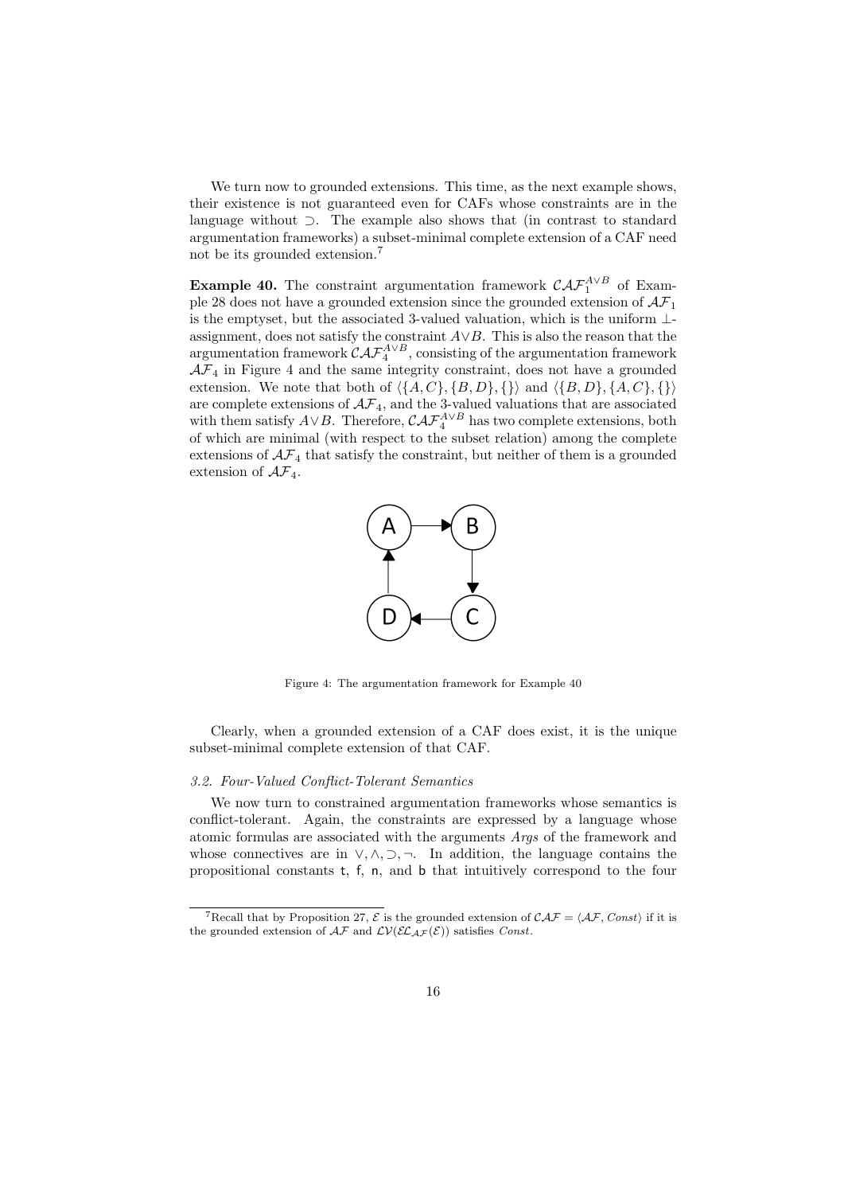We turn now to grounded extensions. This time, as the next example shows, their existence is not guaranteed even for CAFs whose constraints are in the language without $\supset$. The example also shows that (in contrast to standard argumentation frameworks) a subset-minimal complete extension of a CAF need not be its grounded extension.[7]

**Example 40.** The constraint argumentation framework $\mathcal{CAF}_1^{A \vee B}$ of Example 28 does not have a grounded extension since the grounded extension of $\mathcal{AF}_1$ is the emptyset, but the associated 3-valued valuation, which is the uniform $\bot$-assignment, does not satisfy the constraint $A \vee B$. This is also the reason that the argumentation framework $\mathcal{CAF}_4^{A \vee B}$, consisting of the argumentation framework $\mathcal{AF}_4$ in Figure 4 and the same integrity constraint, does not have a grounded extension. We note that both of $\langle\{A, C\}, \{B, D\}, \{\}\rangle$ and $\langle\{B, D\}, \{A, C\}, \{\}\rangle$ are complete extensions of $\mathcal{AF}_4$, and the 3-valued valuations that are associated with them satisfy $A \vee B$. Therefore, $\mathcal{CAF}_4^{A \vee B}$ has two complete extensions, both of which are minimal (with respect to the subset relation) among the complete extensions of $\mathcal{AF}_4$ that satisfy the constraint, but neither of them is a grounded extension of $\mathcal{AF}_4$.

Figure 4: The argumentation framework for Example 40

Clearly, when a grounded extension of a CAF does exist, it is the unique subset-minimal complete extension of that CAF.

### 3.2. Four-Valued Conflict-Tolerant Semantics

We now turn to constrained argumentation frameworks whose semantics is conflict-tolerant. Again, the constraints are expressed by a language whose atomic formulas are associated with the arguments *Args* of the framework and whose connectives are in $\vee, \wedge, \supset, \neg$. In addition, the language contains the propositional constants $\mathsf{t}$, $\mathsf{f}$, $\mathsf{n}$, and $\mathsf{b}$ that intuitively correspond to the four

[7] Recall that by Proposition 27, $\mathcal{E}$ is the grounded extension of $\mathcal{CAF} = \langle \mathcal{AF}, Const\rangle$ if it is the grounded extension of $\mathcal{AF}$ and $\mathcal{LV}(\mathcal{EL}_{\mathcal{AF}}(\mathcal{E}))$ satisfies *Const*.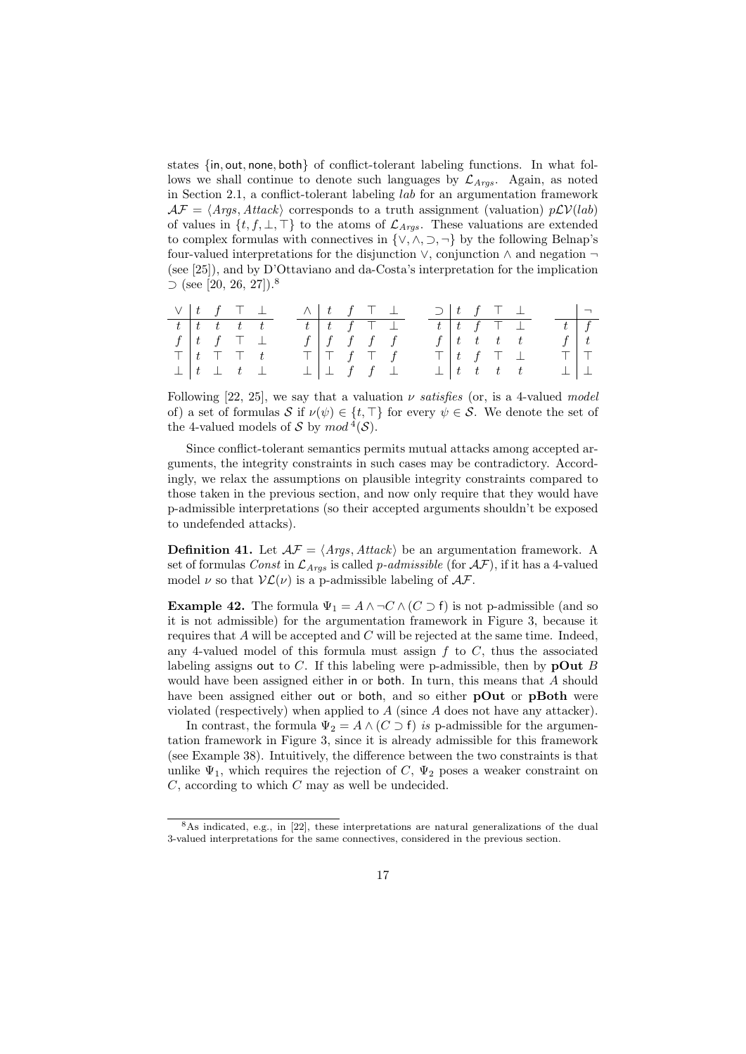states {in, out, none, both} of conflict-tolerant labeling functions. In what follows we shall continue to denote such languages by $\mathcal{L}_{Args}$. Again, as noted in Section 2.1, a conflict-tolerant labeling *lab* for an argumentation framework $\mathcal{AF} = \langle Args, Attack \rangle$ corresponds to a truth assignment (valuation) $p\mathcal{LV}(lab)$ of values in $\{t, f, \bot, \top\}$ to the atoms of $\mathcal{L}_{Args}$. These valuations are extended to complex formulas with connectives in $\{\vee, \wedge, \supset, \neg\}$ by the following Belnap's four-valued interpretations for the disjunction $\vee$, conjunction $\wedge$ and negation $\neg$ (see [25]), and by D'Ottaviano and da-Costa's interpretation for the implication $\supset$ (see [20, 26, 27]).[8]

| $\vee$ | $t$ | $f$ | $\top$ | $\bot$ |
|---|---|---|---|---|
| $t$ | $t$ | $t$ | $t$ | $t$ |
| $f$ | $t$ | $f$ | $\top$ | $\bot$ |
| $\top$ | $t$ | $\top$ | $\top$ | $t$ |
| $\bot$ | $t$ | $\bot$ | $t$ | $\bot$ |

| $\wedge$ | $t$ | $f$ | $\top$ | $\bot$ |
|---|---|---|---|---|
| $t$ | $t$ | $f$ | $\top$ | $\bot$ |
| $f$ | $f$ | $f$ | $f$ | $f$ |
| $\top$ | $\top$ | $f$ | $\top$ | $f$ |
| $\bot$ | $\bot$ | $f$ | $f$ | $\bot$ |

| $\supset$ | $t$ | $f$ | $\top$ | $\bot$ |
|---|---|---|---|---|
| $t$ | $t$ | $f$ | $\top$ | $\bot$ |
| $f$ | $t$ | $t$ | $t$ | $t$ |
| $\top$ | $t$ | $f$ | $\top$ | $\bot$ |
| $\bot$ | $t$ | $t$ | $t$ | $t$ |

| | $\neg$ |
|---|---|
| $t$ | $f$ |
| $f$ | $t$ |
| $\top$ | $\top$ |
| $\bot$ | $\bot$ |

Following [22, 25], we say that a valuation $\nu$ *satisfies* (or, is a 4-valued *model* of) a set of formulas $\mathcal{S}$ if $\nu(\psi) \in \{t, \top\}$ for every $\psi \in \mathcal{S}$. We denote the set of the 4-valued models of $\mathcal{S}$ by $mod^4(\mathcal{S})$.

Since conflict-tolerant semantics permits mutual attacks among accepted arguments, the integrity constraints in such cases may be contradictory. Accordingly, we relax the assumptions on plausible integrity constraints compared to those taken in the previous section, and now only require that they would have p-admissible interpretations (so their accepted arguments shouldn't be exposed to undefended attacks).

**Definition 41.** Let $\mathcal{AF} = \langle Args, Attack \rangle$ be an argumentation framework. A set of formulas *Const* in $\mathcal{L}_{Args}$ is called *p-admissible* (for $\mathcal{AF}$), if it has a 4-valued model $\nu$ so that $\mathcal{VL}(\nu)$ is a p-admissible labeling of $\mathcal{AF}$.

**Example 42.** The formula $\Psi_1 = A \wedge \neg C \wedge (C \supset \mathsf{f})$ is not p-admissible (and so it is not admissible) for the argumentation framework in Figure 3, because it requires that $A$ will be accepted and $C$ will be rejected at the same time. Indeed, any 4-valued model of this formula must assign $f$ to $C$, thus the associated labeling assigns out to $C$. If this labeling were p-admissible, then by **pOut** $B$ would have been assigned either in or both. In turn, this means that $A$ should have been assigned either out or both, and so either **pOut** or **pBoth** were violated (respectively) when applied to $A$ (since $A$ does not have any attacker).

In contrast, the formula $\Psi_2 = A \wedge (C \supset \mathsf{f})$ *is* p-admissible for the argumentation framework in Figure 3, since it is already admissible for this framework (see Example 38). Intuitively, the difference between the two constraints is that unlike $\Psi_1$, which requires the rejection of $C$, $\Psi_2$ poses a weaker constraint on $C$, according to which $C$ may as well be undecided.

[8] As indicated, e.g., in [22], these interpretations are natural generalizations of the dual 3-valued interpretations for the same connectives, considered in the previous section.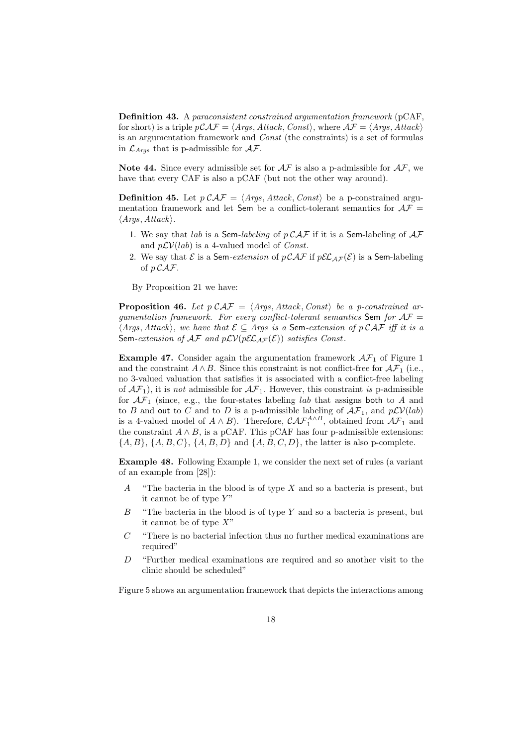**Definition 43.** A *paraconsistent constrained argumentation framework* (pCAF, for short) is a triple $p\mathcal{CAF} = \langle Args, Attack, Const \rangle$, where $\mathcal{AF} = \langle Args, Attack \rangle$ is an argumentation framework and *Const* (the constraints) is a set of formulas in $\mathcal{L}_{Args}$ that is p-admissible for $\mathcal{AF}$.

**Note 44.** Since every admissible set for $\mathcal{AF}$ is also a p-admissible for $\mathcal{AF}$, we have that every CAF is also a pCAF (but not the other way around).

**Definition 45.** Let $p\,\mathcal{CAF} = \langle Args, Attack, Const \rangle$ be a p-constrained argumentation framework and let Sem be a conflict-tolerant semantics for $\mathcal{AF} = \langle Args, Attack \rangle$.

1. We say that *lab* is a Sem-*labeling* of $p\,\mathcal{CAF}$ if it is a Sem-labeling of $\mathcal{AF}$ and $p\mathcal{LV}(lab)$ is a 4-valued model of *Const*.
2. We say that $\mathcal{E}$ is a Sem-*extension* of $p\,\mathcal{CAF}$ if $p\mathcal{EL}_{\mathcal{AF}}(\mathcal{E})$ is a Sem-labeling of $p\,\mathcal{CAF}$.

By Proposition 21 we have:

**Proposition 46.** *Let $p\,\mathcal{CAF} = \langle Args, Attack, Const \rangle$ be a p-constrained argumentation framework. For every conflict-tolerant semantics* Sem *for $\mathcal{AF} = \langle Args, Attack \rangle$, we have that $\mathcal{E} \subseteq Args$ is a* Sem*-extension of $p\,\mathcal{CAF}$ iff it is a* Sem*-extension of $\mathcal{AF}$ and $p\mathcal{LV}(p\mathcal{EL}_{\mathcal{AF}}(\mathcal{E}))$ satisfies Const.*

**Example 47.** Consider again the argumentation framework $\mathcal{AF}_1$ of Figure 1 and the constraint $A \wedge B$. Since this constraint is not conflict-free for $\mathcal{AF}_1$ (i.e., no 3-valued valuation that satisfies it is associated with a conflict-free labeling of $\mathcal{AF}_1$), it is *not* admissible for $\mathcal{AF}_1$. However, this constraint *is* p-admissible for $\mathcal{AF}_1$ (since, e.g., the four-states labeling *lab* that assigns both to $A$ and to $B$ and out to $C$ and to $D$ is a p-admissible labeling of $\mathcal{AF}_1$, and $p\mathcal{LV}(lab)$ is a 4-valued model of $A \wedge B$). Therefore, $\mathcal{CAF}_1^{A \wedge B}$, obtained from $\mathcal{AF}_1$ and the constraint $A \wedge B$, is a pCAF. This pCAF has four p-admissible extensions: $\{A, B\}$, $\{A, B, C\}$, $\{A, B, D\}$ and $\{A, B, C, D\}$, the latter is also p-complete.

**Example 48.** Following Example 1, we consider the next set of rules (a variant of an example from [28]):

- $A$ "The bacteria in the blood is of type $X$ and so a bacteria is present, but it cannot be of type $Y$"
- $B$ "The bacteria in the blood is of type $Y$ and so a bacteria is present, but it cannot be of type $X$"
- $C$ "There is no bacterial infection thus no further medical examinations are required"
- $D$ "Further medical examinations are required and so another visit to the clinic should be scheduled"

Figure 5 shows an argumentation framework that depicts the interactions among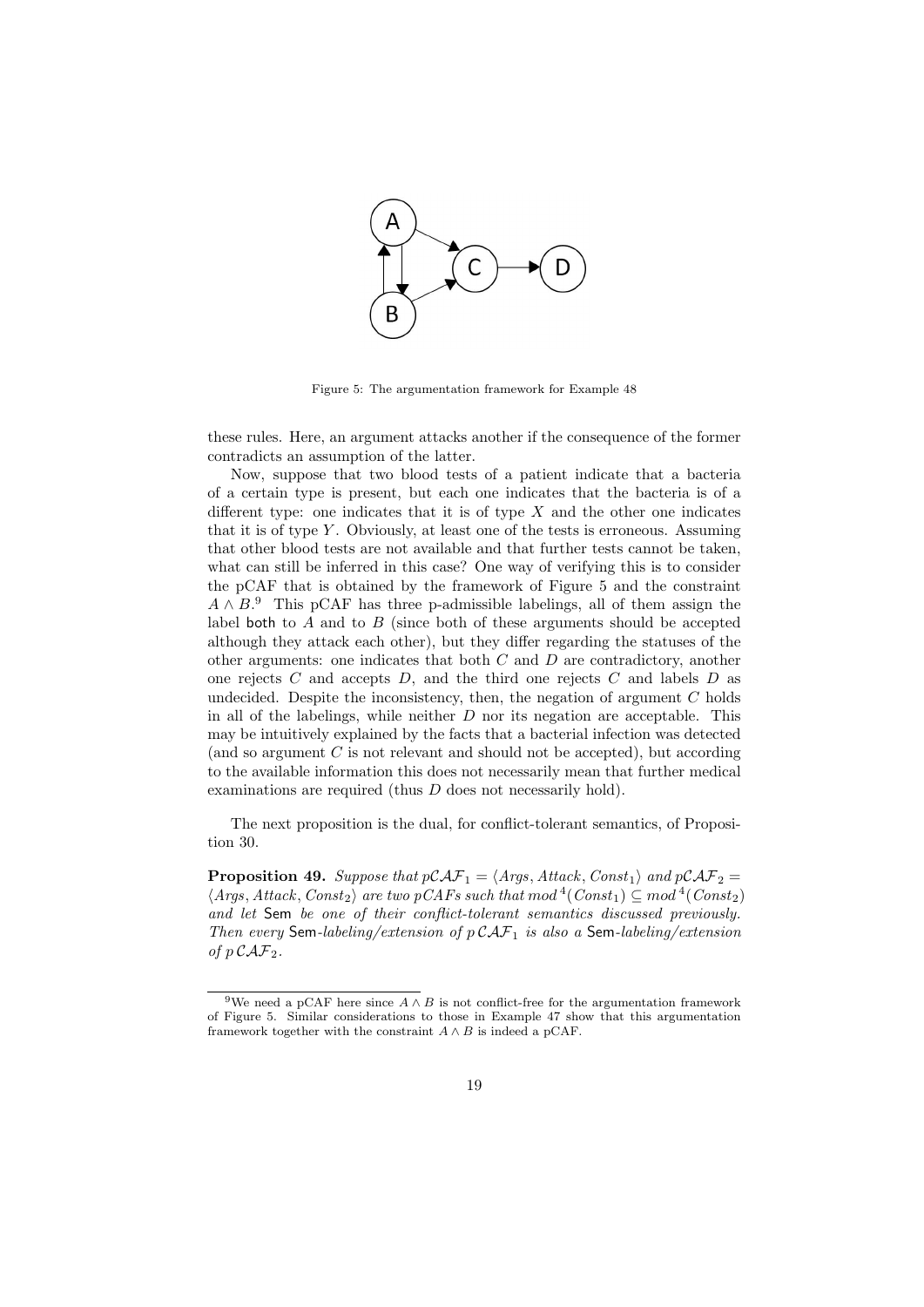Figure 5: The argumentation framework for Example 48

these rules. Here, an argument attacks another if the consequence of the former contradicts an assumption of the latter.

Now, suppose that two blood tests of a patient indicate that a bacteria of a certain type is present, but each one indicates that the bacteria is of a different type: one indicates that it is of type $X$ and the other one indicates that it is of type $Y$. Obviously, at least one of the tests is erroneous. Assuming that other blood tests are not available and that further tests cannot be taken, what can still be inferred in this case? One way of verifying this is to consider the pCAF that is obtained by the framework of Figure 5 and the constraint $A \wedge B$.[9] This pCAF has three p-admissible labelings, all of them assign the label both to $A$ and to $B$ (since both of these arguments should be accepted although they attack each other), but they differ regarding the statuses of the other arguments: one indicates that both $C$ and $D$ are contradictory, another one rejects $C$ and accepts $D$, and the third one rejects $C$ and labels $D$ as undecided. Despite the inconsistency, then, the negation of argument $C$ holds in all of the labelings, while neither $D$ nor its negation are acceptable. This may be intuitively explained by the facts that a bacterial infection was detected (and so argument $C$ is not relevant and should not be accepted), but according to the available information this does not necessarily mean that further medical examinations are required (thus $D$ does not necessarily hold).

The next proposition is the dual, for conflict-tolerant semantics, of Proposition 30.

**Proposition 49.** *Suppose that* $p\mathcal{CAF}_1 = \langle Args, Attack, Const_1\rangle$ *and* $p\mathcal{CAF}_2 = \langle Args, Attack, Const_2\rangle$ *are two pCAFs such that* $mod^4(Const_1) \subseteq mod^4(Const_2)$ *and let* Sem *be one of their conflict-tolerant semantics discussed previously. Then every* Sem*-labeling/extension of* $p\,\mathcal{CAF}_1$ *is also a* Sem*-labeling/extension of* $p\,\mathcal{CAF}_2$.

[9] We need a pCAF here since $A \wedge B$ is not conflict-free for the argumentation framework of Figure 5. Similar considerations to those in Example 47 show that this argumentation framework together with the constraint $A \wedge B$ is indeed a pCAF.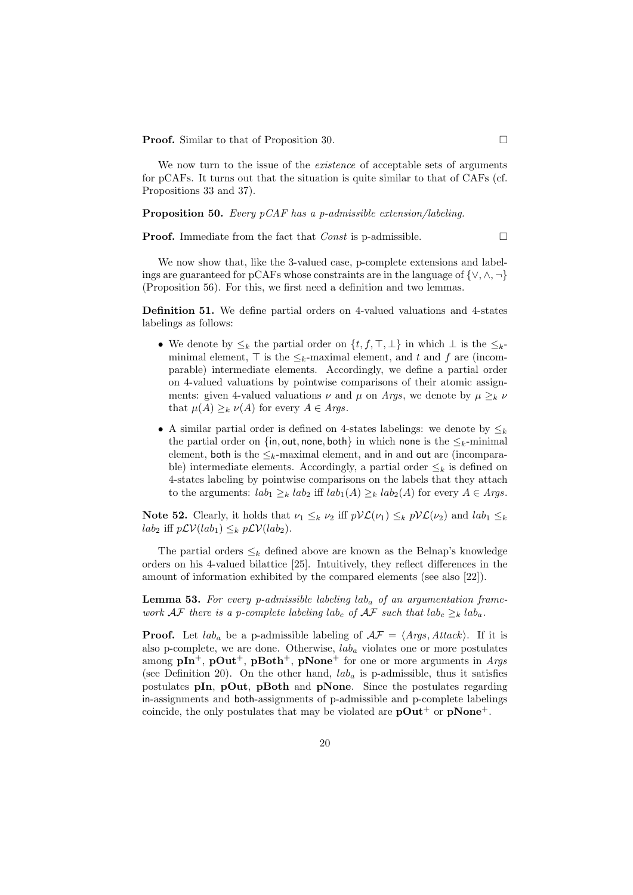**Proof.** Similar to that of Proposition 30. □

We now turn to the issue of the *existence* of acceptable sets of arguments for pCAFs. It turns out that the situation is quite similar to that of CAFs (cf. Propositions 33 and 37).

**Proposition 50.** *Every pCAF has a p-admissible extension/labeling.*

**Proof.** Immediate from the fact that *Const* is p-admissible. □

We now show that, like the 3-valued case, p-complete extensions and labelings are guaranteed for pCAFs whose constraints are in the language of $\{\vee, \wedge, \neg\}$ (Proposition 56). For this, we first need a definition and two lemmas.

**Definition 51.** We define partial orders on 4-valued valuations and 4-states labelings as follows:

- We denote by $\leq_k$ the partial order on $\{t, f, \top, \bot\}$ in which $\bot$ is the $\leq_k$-minimal element, $\top$ is the $\leq_k$-maximal element, and $t$ and $f$ are (incomparable) intermediate elements. Accordingly, we define a partial order on 4-valued valuations by pointwise comparisons of their atomic assignments: given 4-valued valuations $\nu$ and $\mu$ on *Args*, we denote by $\mu \geq_k \nu$ that $\mu(A) \geq_k \nu(A)$ for every $A \in Args$.
- A similar partial order is defined on 4-states labelings: we denote by $\leq_k$ the partial order on $\{\mathsf{in}, \mathsf{out}, \mathsf{none}, \mathsf{both}\}$ in which none is the $\leq_k$-minimal element, both is the $\leq_k$-maximal element, and in and out are (incomparable) intermediate elements. Accordingly, a partial order $\leq_k$ is defined on 4-states labeling by pointwise comparisons on the labels that they attach to the arguments: $lab_1 \geq_k lab_2$ iff $lab_1(A) \geq_k lab_2(A)$ for every $A \in Args$.

**Note 52.** Clearly, it holds that $\nu_1 \leq_k \nu_2$ iff $p\mathcal{VL}(\nu_1) \leq_k p\mathcal{VL}(\nu_2)$ and $lab_1 \leq_k lab_2$ iff $p\mathcal{LV}(lab_1) \leq_k p\mathcal{LV}(lab_2)$.

The partial orders $\leq_k$ defined above are known as the Belnap's knowledge orders on his 4-valued bilattice [25]. Intuitively, they reflect differences in the amount of information exhibited by the compared elements (see also [22]).

**Lemma 53.** *For every p-admissible labeling $lab_a$ of an argumentation framework $\mathcal{AF}$ there is a p-complete labeling $lab_c$ of $\mathcal{AF}$ such that $lab_c \geq_k lab_a$.*

**Proof.** Let $lab_a$ be a p-admissible labeling of $\mathcal{AF} = \langle Args, Attack \rangle$. If it is also p-complete, we are done. Otherwise, $lab_a$ violates one or more postulates among $\mathbf{pIn}^+$, $\mathbf{pOut}^+$, $\mathbf{pBoth}^+$, $\mathbf{pNone}^+$ for one or more arguments in *Args* (see Definition 20). On the other hand, $lab_a$ is p-admissible, thus it satisfies postulates **pIn**, **pOut**, **pBoth** and **pNone**. Since the postulates regarding in-assignments and both-assignments of p-admissible and p-complete labelings coincide, the only postulates that may be violated are $\mathbf{pOut}^+$ or $\mathbf{pNone}^+$.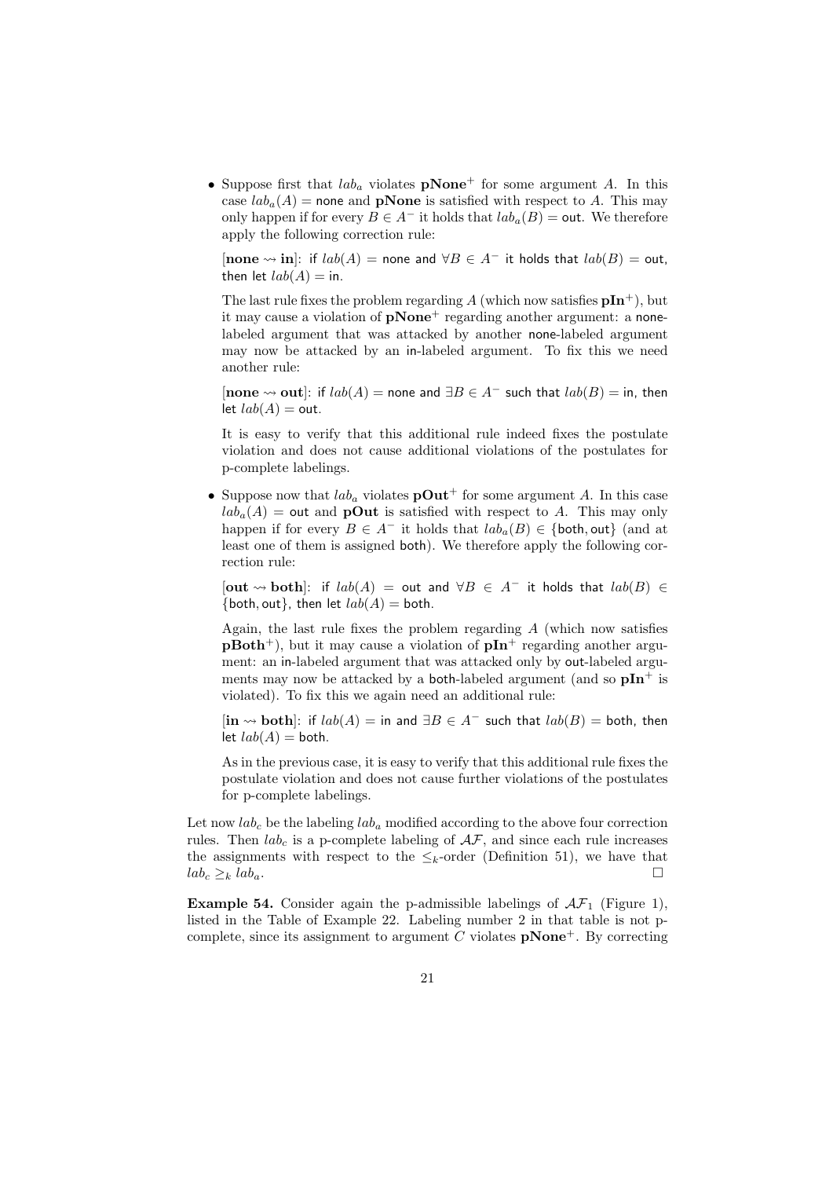- Suppose first that $lab_a$ violates **pNone**$^+$ for some argument $A$. In this case $lab_a(A) = \mathsf{none}$ and **pNone** is satisfied with respect to $A$. This may only happen if for every $B \in A^-$ it holds that $lab_a(B) = \mathsf{out}$. We therefore apply the following correction rule:

  [**none** $\rightsquigarrow$ **in**]: if $lab(A) = \mathsf{none}$ and $\forall B \in A^-$ it holds that $lab(B) = \mathsf{out}$, then let $lab(A) = \mathsf{in}$.

  The last rule fixes the problem regarding $A$ (which now satisfies **pIn**$^+$), but it may cause a violation of **pNone**$^+$ regarding another argument: a none-labeled argument that was attacked by another none-labeled argument may now be attacked by an in-labeled argument. To fix this we need another rule:

  [**none** $\rightsquigarrow$ **out**]: if $lab(A) = \mathsf{none}$ and $\exists B \in A^-$ such that $lab(B) = \mathsf{in}$, then let $lab(A) = \mathsf{out}$.

  It is easy to verify that this additional rule indeed fixes the postulate violation and does not cause additional violations of the postulates for p-complete labelings.

- Suppose now that $lab_a$ violates **pOut**$^+$ for some argument $A$. In this case $lab_a(A) = \mathsf{out}$ and **pOut** is satisfied with respect to $A$. This may only happen if for every $B \in A^-$ it holds that $lab_a(B) \in \{\mathsf{both}, \mathsf{out}\}$ (and at least one of them is assigned both). We therefore apply the following correction rule:

  [**out** $\rightsquigarrow$ **both**]: if $lab(A) = \mathsf{out}$ and $\forall B \in A^-$ it holds that $lab(B) \in \{\mathsf{both}, \mathsf{out}\}$, then let $lab(A) = \mathsf{both}$.

  Again, the last rule fixes the problem regarding $A$ (which now satisfies **pBoth**$^+$), but it may cause a violation of **pIn**$^+$ regarding another argument: an in-labeled argument that was attacked only by out-labeled arguments may now be attacked by a both-labeled argument (and so **pIn**$^+$ is violated). To fix this we again need an additional rule:

  [**in** $\rightsquigarrow$ **both**]: if $lab(A) = \mathsf{in}$ and $\exists B \in A^-$ such that $lab(B) = \mathsf{both}$, then let $lab(A) = \mathsf{both}$.

  As in the previous case, it is easy to verify that this additional rule fixes the postulate violation and does not cause further violations of the postulates for p-complete labelings.

Let now $lab_c$ be the labeling $lab_a$ modified according to the above four correction rules. Then $lab_c$ is a p-complete labeling of $\mathcal{AF}$, and since each rule increases the assignments with respect to the $\leq_k$-order (Definition 51), we have that $lab_c \geq_k lab_a$. □

**Example 54.** Consider again the p-admissible labelings of $\mathcal{AF}_1$ (Figure 1), listed in the Table of Example 22. Labeling number 2 in that table is not p-complete, since its assignment to argument $C$ violates **pNone**$^+$. By correcting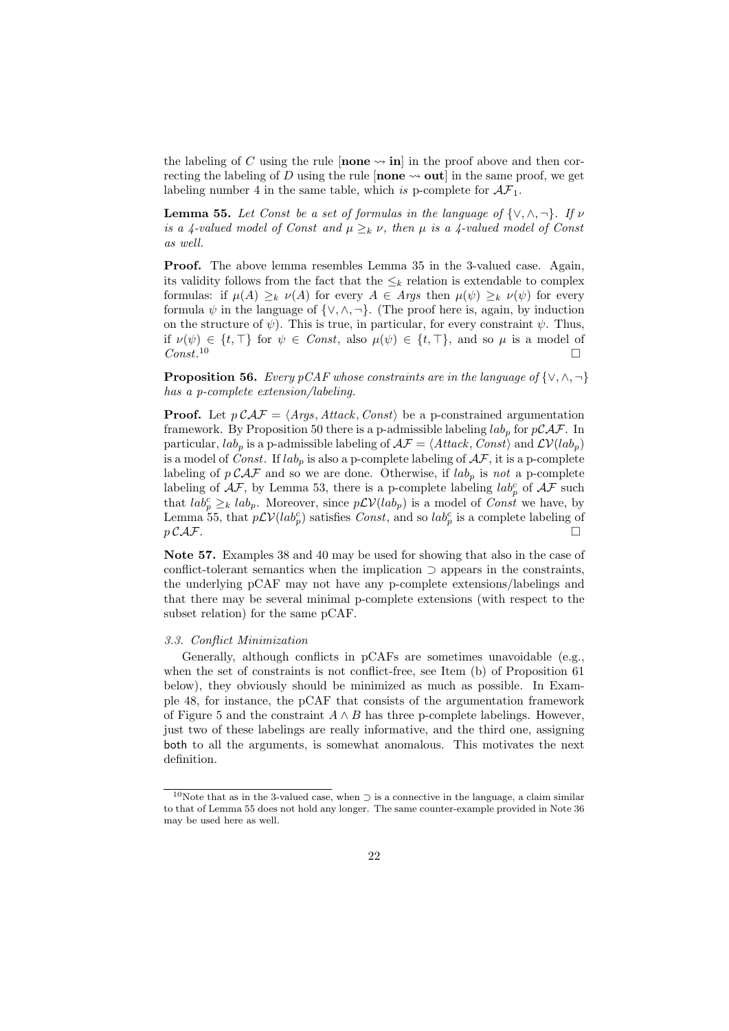the labeling of $C$ using the rule [**none** $\rightsquigarrow$ **in**] in the proof above and then correcting the labeling of $D$ using the rule [**none** $\rightsquigarrow$ **out**] in the same proof, we get labeling number 4 in the same table, which *is* p-complete for $\mathcal{AF}_1$.

**Lemma 55.** *Let Const be a set of formulas in the language of $\{\vee, \wedge, \neg\}$. If $\nu$ is a 4-valued model of Const and $\mu \geq_k \nu$, then $\mu$ is a 4-valued model of Const as well.*

**Proof.** The above lemma resembles Lemma 35 in the 3-valued case. Again, its validity follows from the fact that the $\leq_k$ relation is extendable to complex formulas: if $\mu(A) \geq_k \nu(A)$ for every $A \in Args$ then $\mu(\psi) \geq_k \nu(\psi)$ for every formula $\psi$ in the language of $\{\vee, \wedge, \neg\}$. (The proof here is, again, by induction on the structure of $\psi$). This is true, in particular, for every constraint $\psi$. Thus, if $\nu(\psi) \in \{t, \top\}$ for $\psi \in Const$, also $\mu(\psi) \in \{t, \top\}$, and so $\mu$ is a model of $Const$.[10] $\square$

**Proposition 56.** *Every pCAF whose constraints are in the language of $\{\vee, \wedge, \neg\}$ has a p-complete extension/labeling.*

**Proof.** Let $p\,\mathcal{CAF} = \langle Args, Attack, Const\rangle$ be a p-constrained argumentation framework. By Proposition 50 there is a p-admissible labeling $lab_p$ for $p\mathcal{CAF}$. In particular, $lab_p$ is a p-admissible labeling of $\mathcal{AF} = \langle Attack, Const\rangle$ and $\mathcal{LV}(lab_p)$ is a model of $Const$. If $lab_p$ is also a p-complete labeling of $\mathcal{AF}$, it is a p-complete labeling of $p\,\mathcal{CAF}$ and so we are done. Otherwise, if $lab_p$ is *not* a p-complete labeling of $\mathcal{AF}$, by Lemma 53, there is a p-complete labeling $lab_p^c$ of $\mathcal{AF}$ such that $lab_p^c \geq_k lab_p$. Moreover, since $p\mathcal{LV}(lab_p)$ is a model of $Const$ we have, by Lemma 55, that $p\mathcal{LV}(lab_p^c)$ satisfies $Const$, and so $lab_p^c$ is a complete labeling of $p\,\mathcal{CAF}$. $\square$

**Note 57.** Examples 38 and 40 may be used for showing that also in the case of conflict-tolerant semantics when the implication $\supset$ appears in the constraints, the underlying pCAF may not have any p-complete extensions/labelings and that there may be several minimal p-complete extensions (with respect to the subset relation) for the same pCAF.

### 3.3. Conflict Minimization

Generally, although conflicts in pCAFs are sometimes unavoidable (e.g., when the set of constraints is not conflict-free, see Item (b) of Proposition 61 below), they obviously should be minimized as much as possible. In Example 48, for instance, the pCAF that consists of the argumentation framework of Figure 5 and the constraint $A \wedge B$ has three p-complete labelings. However, just two of these labelings are really informative, and the third one, assigning both to all the arguments, is somewhat anomalous. This motivates the next definition.

[10] Note that as in the 3-valued case, when $\supset$ is a connective in the language, a claim similar to that of Lemma 55 does not hold any longer. The same counter-example provided in Note 36 may be used here as well.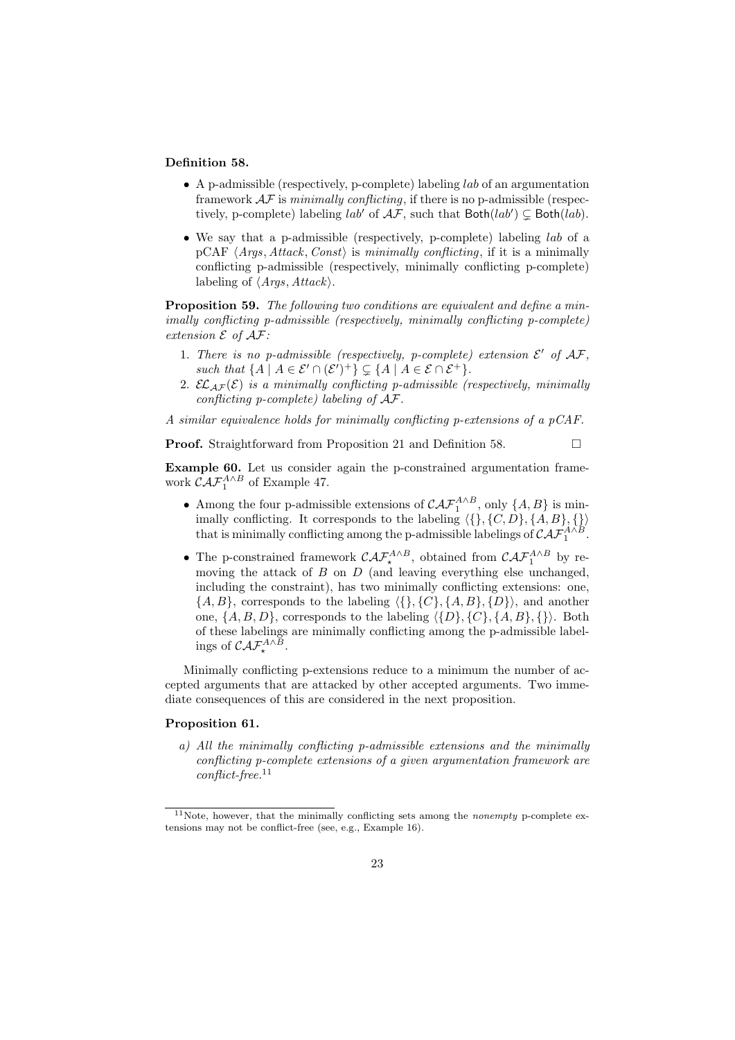**Definition 58.**

- A p-admissible (respectively, p-complete) labeling *lab* of an argumentation framework $\mathcal{AF}$ is *minimally conflicting*, if there is no p-admissible (respectively, p-complete) labeling *lab'* of $\mathcal{AF}$, such that $\mathsf{Both}(lab') \subsetneq \mathsf{Both}(lab)$.
- We say that a p-admissible (respectively, p-complete) labeling *lab* of a pCAF $\langle Args, Attack, Const\rangle$ is *minimally conflicting*, if it is a minimally conflicting p-admissible (respectively, minimally conflicting p-complete) labeling of $\langle Args, Attack\rangle$.

**Proposition 59.** *The following two conditions are equivalent and define a minimally conflicting p-admissible (respectively, minimally conflicting p-complete) extension $\mathcal{E}$ of $\mathcal{AF}$:*

1. *There is no p-admissible (respectively, p-complete) extension $\mathcal{E}'$ of $\mathcal{AF}$, such that $\{A \mid A \in \mathcal{E}' \cap (\mathcal{E}')^+\} \subsetneq \{A \mid A \in \mathcal{E} \cap \mathcal{E}^+\}$.*
2. *$\mathcal{EL}_{\mathcal{AF}}(\mathcal{E})$ is a minimally conflicting p-admissible (respectively, minimally conflicting p-complete) labeling of $\mathcal{AF}$.*

*A similar equivalence holds for minimally conflicting p-extensions of a pCAF.*

**Proof.** Straightforward from Proposition 21 and Definition 58. □

**Example 60.** Let us consider again the p-constrained argumentation framework $\mathcal{CAF}_1^{A\wedge B}$ of Example 47.

- Among the four p-admissible extensions of $\mathcal{CAF}_1^{A\wedge B}$, only $\{A, B\}$ is minimally conflicting. It corresponds to the labeling $\langle\{\}, \{C, D\}, \{A, B\}, \{\}\rangle$ that is minimally conflicting among the p-admissible labelings of $\mathcal{CAF}_1^{A\wedge B}$.
- The p-constrained framework $\mathcal{CAF}_\star^{A\wedge B}$, obtained from $\mathcal{CAF}_1^{A\wedge B}$ by removing the attack of $B$ on $D$ (and leaving everything else unchanged, including the constraint), has two minimally conflicting extensions: one, $\{A, B\}$, corresponds to the labeling $\langle\{\}, \{C\}, \{A, B\}, \{D\}\rangle$, and another one, $\{A, B, D\}$, corresponds to the labeling $\langle\{D\}, \{C\}, \{A, B\}, \{\}\rangle$. Both of these labelings are minimally conflicting among the p-admissible labelings of $\mathcal{CAF}_\star^{A\wedge B}$.

Minimally conflicting p-extensions reduce to a minimum the number of accepted arguments that are attacked by other accepted arguments. Two immediate consequences of this are considered in the next proposition.

**Proposition 61.**

a) *All the minimally conflicting p-admissible extensions and the minimally conflicting p-complete extensions of a given argumentation framework are conflict-free.*[11]

[11] Note, however, that the minimally conflicting sets among the *nonempty* p-complete extensions may not be conflict-free (see, e.g., Example 16).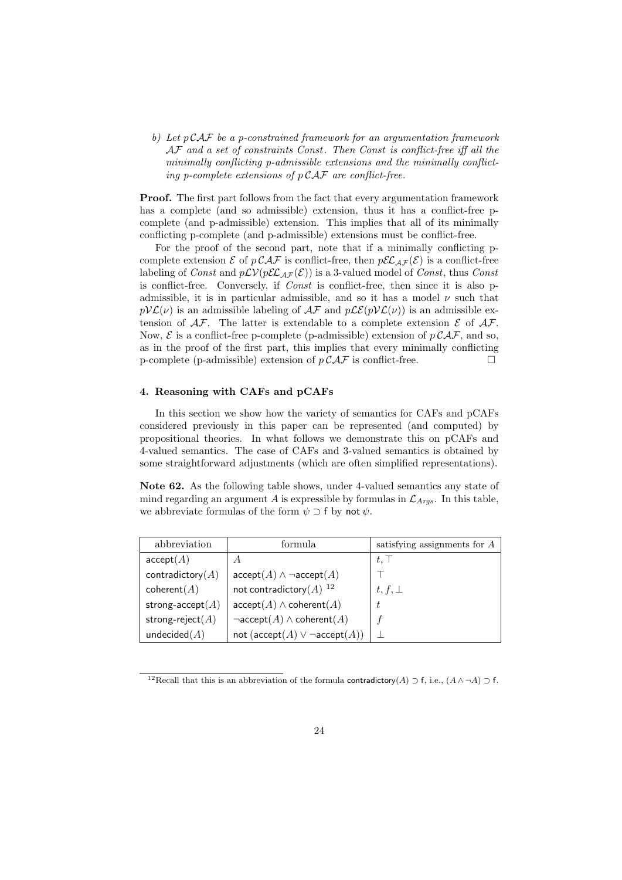*b) Let $p\mathcal{CAF}$ be a p-constrained framework for an argumentation framework $\mathcal{AF}$ and a set of constraints Const. Then Const is conflict-free iff all the minimally conflicting p-admissible extensions and the minimally conflicting p-complete extensions of $p\mathcal{CAF}$ are conflict-free.*

**Proof.** The first part follows from the fact that every argumentation framework has a complete (and so admissible) extension, thus it has a conflict-free p-complete (and p-admissible) extension. This implies that all of its minimally conflicting p-complete (and p-admissible) extensions must be conflict-free.

For the proof of the second part, note that if a minimally conflicting p-complete extension $\mathcal{E}$ of $p\mathcal{CAF}$ is conflict-free, then $p\mathcal{EL}_{\mathcal{AF}}(\mathcal{E})$ is a conflict-free labeling of *Const* and $p\mathcal{LV}(p\mathcal{EL}_{\mathcal{AF}}(\mathcal{E}))$ is a 3-valued model of *Const*, thus *Const* is conflict-free. Conversely, if *Const* is conflict-free, then since it is also p-admissible, it is in particular admissible, and so it has a model $\nu$ such that $p\mathcal{VL}(\nu)$ is an admissible labeling of $\mathcal{AF}$ and $p\mathcal{LE}(p\mathcal{VL}(\nu))$ is an admissible extension of $\mathcal{AF}$. The latter is extendable to a complete extension $\mathcal{E}$ of $\mathcal{AF}$. Now, $\mathcal{E}$ is a conflict-free p-complete (p-admissible) extension of $p\mathcal{CAF}$, and so, as in the proof of the first part, this implies that every minimally conflicting p-complete (p-admissible) extension of $p\mathcal{CAF}$ is conflict-free. □

## 4. Reasoning with CAFs and pCAFs

In this section we show how the variety of semantics for CAFs and pCAFs considered previously in this paper can be represented (and computed) by propositional theories. In what follows we demonstrate this on pCAFs and 4-valued semantics. The case of CAFs and 3-valued semantics is obtained by some straightforward adjustments (which are often simplified representations).

**Note 62.** As the following table shows, under 4-valued semantics any state of mind regarding an argument $A$ is expressible by formulas in $\mathcal{L}_{Args}$. In this table, we abbreviate formulas of the form $\psi \supset \mathsf{f}$ by $\mathsf{not}\,\psi$.

| abbreviation | formula | satisfying assignments for $A$ |
|---|---|---|
| $\mathsf{accept}(A)$ | $A$ | $t, \top$ |
| $\mathsf{contradictory}(A)$ | $\mathsf{accept}(A) \wedge \neg\mathsf{accept}(A)$ | $\top$ |
| $\mathsf{coherent}(A)$ | $\mathsf{not}\ \mathsf{contradictory}(A)$ [12] | $t, f, \bot$ |
| $\mathsf{strong\text{-}accept}(A)$ | $\mathsf{accept}(A) \wedge \mathsf{coherent}(A)$ | $t$ |
| $\mathsf{strong\text{-}reject}(A)$ | $\neg\mathsf{accept}(A) \wedge \mathsf{coherent}(A)$ | $f$ |
| $\mathsf{undecided}(A)$ | $\mathsf{not}\ (\mathsf{accept}(A) \vee \neg\mathsf{accept}(A))$ | $\bot$ |

[12] Recall that this is an abbreviation of the formula $\mathsf{contradictory}(A) \supset \mathsf{f}$, i.e., $(A \wedge \neg A) \supset \mathsf{f}$.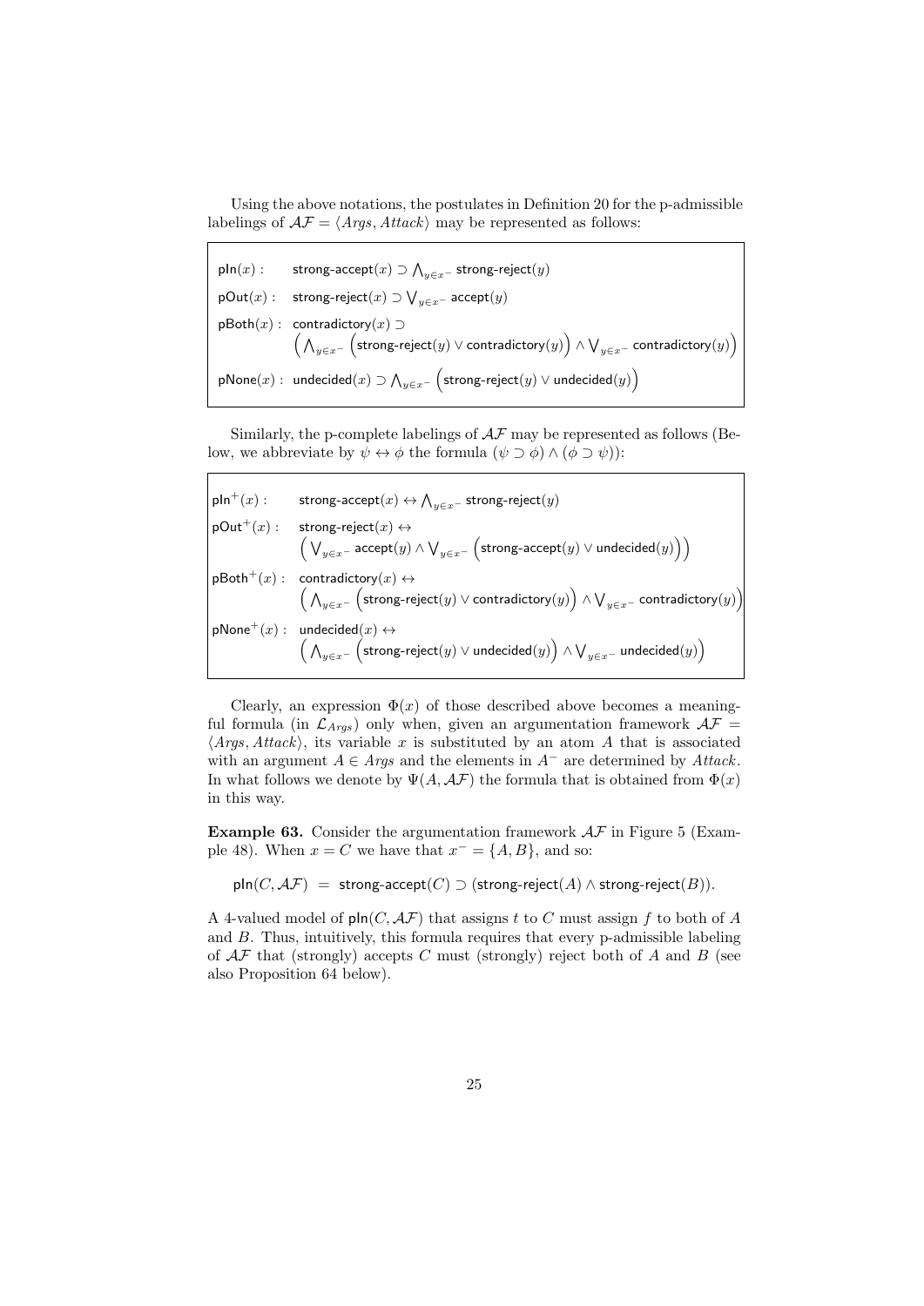Using the above notations, the postulates in Definition 20 for the p-admissible labelings of $\mathcal{AF} = \langle Args, Attack \rangle$ may be represented as follows:

$$
\begin{array}{ll}
\mathsf{pIn}(x): & \mathsf{strong\text{-}accept}(x) \supset \bigwedge_{y \in x^-} \mathsf{strong\text{-}reject}(y) \\
\mathsf{pOut}(x): & \mathsf{strong\text{-}reject}(x) \supset \bigvee_{y \in x^-} \mathsf{accept}(y) \\
\mathsf{pBoth}(x): & \mathsf{contradictory}(x) \supset \\
& \quad \Big( \bigwedge_{y \in x^-} \Big( \mathsf{strong\text{-}reject}(y) \vee \mathsf{contradictory}(y) \Big) \wedge \bigvee_{y \in x^-} \mathsf{contradictory}(y) \Big) \\
\mathsf{pNone}(x): & \mathsf{undecided}(x) \supset \bigwedge_{y \in x^-} \Big( \mathsf{strong\text{-}reject}(y) \vee \mathsf{undecided}(y) \Big)
\end{array}
$$

Similarly, the p-complete labelings of $\mathcal{AF}$ may be represented as follows (Below, we abbreviate by $\psi \leftrightarrow \phi$ the formula $(\psi \supset \phi) \wedge (\phi \supset \psi)$):

$$
\begin{array}{ll}
\mathsf{pIn}^+(x): & \mathsf{strong\text{-}accept}(x) \leftrightarrow \bigwedge_{y \in x^-} \mathsf{strong\text{-}reject}(y) \\
\mathsf{pOut}^+(x): & \mathsf{strong\text{-}reject}(x) \leftrightarrow \\
& \quad \Big( \bigvee_{y \in x^-} \mathsf{accept}(y) \wedge \bigvee_{y \in x^-} \Big( \mathsf{strong\text{-}accept}(y) \vee \mathsf{undecided}(y) \Big) \Big) \\
\mathsf{pBoth}^+(x): & \mathsf{contradictory}(x) \leftrightarrow \\
& \quad \Big( \bigwedge_{y \in x^-} \Big( \mathsf{strong\text{-}reject}(y) \vee \mathsf{contradictory}(y) \Big) \wedge \bigvee_{y \in x^-} \mathsf{contradictory}(y) \Big) \\
\mathsf{pNone}^+(x): & \mathsf{undecided}(x) \leftrightarrow \\
& \quad \Big( \bigwedge_{y \in x^-} \Big( \mathsf{strong\text{-}reject}(y) \vee \mathsf{undecided}(y) \Big) \wedge \bigvee_{y \in x^-} \mathsf{undecided}(y) \Big)
\end{array}
$$

Clearly, an expression $\Phi(x)$ of those described above becomes a meaningful formula (in $\mathcal{L}_{Args}$) only when, given an argumentation framework $\mathcal{AF} = \langle Args, Attack \rangle$, its variable $x$ is substituted by an atom $A$ that is associated with an argument $A \in Args$ and the elements in $A^-$ are determined by $Attack$. In what follows we denote by $\Psi(A, \mathcal{AF})$ the formula that is obtained from $\Phi(x)$ in this way.

**Example 63.** Consider the argumentation framework $\mathcal{AF}$ in Figure 5 (Example 48). When $x = C$ we have that $x^- = \{A, B\}$, and so:

$$\mathsf{pIn}(C, \mathcal{AF}) \;=\; \mathsf{strong\text{-}accept}(C) \supset (\mathsf{strong\text{-}reject}(A) \wedge \mathsf{strong\text{-}reject}(B)).$$

A 4-valued model of $\mathsf{pIn}(C, \mathcal{AF})$ that assigns $t$ to $C$ must assign $f$ to both of $A$ and $B$. Thus, intuitively, this formula requires that every p-admissible labeling of $\mathcal{AF}$ that (strongly) accepts $C$ must (strongly) reject both of $A$ and $B$ (see also Proposition 64 below).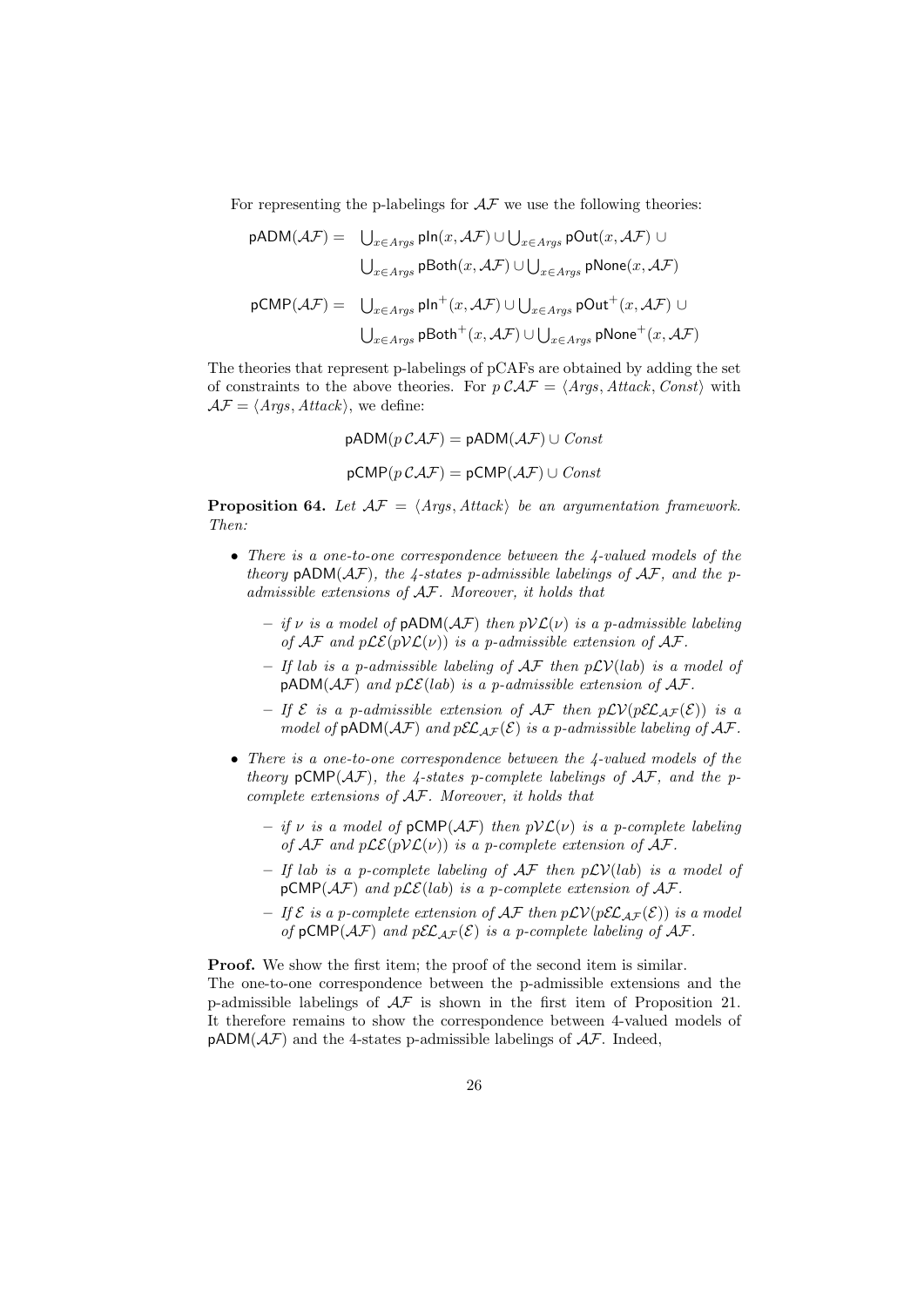For representing the p-labelings for $\mathcal{AF}$ we use the following theories:

$$\begin{aligned}
\mathsf{pADM}(\mathcal{AF}) = \quad & \bigcup_{x \in Args} \mathsf{pIn}(x, \mathcal{AF}) \cup \bigcup_{x \in Args} \mathsf{pOut}(x, \mathcal{AF}) \cup \\
& \bigcup_{x \in Args} \mathsf{pBoth}(x, \mathcal{AF}) \cup \bigcup_{x \in Args} \mathsf{pNone}(x, \mathcal{AF}) \\
\mathsf{pCMP}(\mathcal{AF}) = \quad & \bigcup_{x \in Args} \mathsf{pIn}^{+}(x, \mathcal{AF}) \cup \bigcup_{x \in Args} \mathsf{pOut}^{+}(x, \mathcal{AF}) \cup \\
& \bigcup_{x \in Args} \mathsf{pBoth}^{+}(x, \mathcal{AF}) \cup \bigcup_{x \in Args} \mathsf{pNone}^{+}(x, \mathcal{AF})
\end{aligned}$$

The theories that represent p-labelings of pCAFs are obtained by adding the set of constraints to the above theories. For $p\,\mathcal{CAF} = \langle Args, Attack, Const\rangle$ with $\mathcal{AF} = \langle Args, Attack\rangle$, we define:

$$\mathsf{pADM}(p\,\mathcal{CAF}) = \mathsf{pADM}(\mathcal{AF}) \cup Const$$

$$\mathsf{pCMP}(p\,\mathcal{CAF}) = \mathsf{pCMP}(\mathcal{AF}) \cup Const$$

**Proposition 64.** *Let $\mathcal{AF} = \langle Args, Attack\rangle$ be an argumentation framework. Then:*

- *There is a one-to-one correspondence between the 4-valued models of the theory $\mathsf{pADM}(\mathcal{AF})$, the 4-states p-admissible labelings of $\mathcal{AF}$, and the p-admissible extensions of $\mathcal{AF}$. Moreover, it holds that*
  - *if $\nu$ is a model of $\mathsf{pADM}(\mathcal{AF})$ then $p\mathcal{VL}(\nu)$ is a p-admissible labeling of $\mathcal{AF}$ and $p\mathcal{LE}(p\mathcal{VL}(\nu))$ is a p-admissible extension of $\mathcal{AF}$.*
  - *If lab is a p-admissible labeling of $\mathcal{AF}$ then $p\mathcal{LV}(lab)$ is a model of $\mathsf{pADM}(\mathcal{AF})$ and $p\mathcal{LE}(lab)$ is a p-admissible extension of $\mathcal{AF}$.*
  - *If $\mathcal{E}$ is a p-admissible extension of $\mathcal{AF}$ then $p\mathcal{LV}(p\mathcal{EL}_{\mathcal{AF}}(\mathcal{E}))$ is a model of $\mathsf{pADM}(\mathcal{AF})$ and $p\mathcal{EL}_{\mathcal{AF}}(\mathcal{E})$ is a p-admissible labeling of $\mathcal{AF}$.*
- *There is a one-to-one correspondence between the 4-valued models of the theory $\mathsf{pCMP}(\mathcal{AF})$, the 4-states p-complete labelings of $\mathcal{AF}$, and the p-complete extensions of $\mathcal{AF}$. Moreover, it holds that*
  - *if $\nu$ is a model of $\mathsf{pCMP}(\mathcal{AF})$ then $p\mathcal{VL}(\nu)$ is a p-complete labeling of $\mathcal{AF}$ and $p\mathcal{LE}(p\mathcal{VL}(\nu))$ is a p-complete extension of $\mathcal{AF}$.*
  - *If lab is a p-complete labeling of $\mathcal{AF}$ then $p\mathcal{LV}(lab)$ is a model of $\mathsf{pCMP}(\mathcal{AF})$ and $p\mathcal{LE}(lab)$ is a p-complete extension of $\mathcal{AF}$.*
  - *If $\mathcal{E}$ is a p-complete extension of $\mathcal{AF}$ then $p\mathcal{LV}(p\mathcal{EL}_{\mathcal{AF}}(\mathcal{E}))$ is a model of $\mathsf{pCMP}(\mathcal{AF})$ and $p\mathcal{EL}_{\mathcal{AF}}(\mathcal{E})$ is a p-complete labeling of $\mathcal{AF}$.*

**Proof.** We show the first item; the proof of the second item is similar.
The one-to-one correspondence between the p-admissible extensions and the p-admissible labelings of $\mathcal{AF}$ is shown in the first item of Proposition 21. It therefore remains to show the correspondence between 4-valued models of $\mathsf{pADM}(\mathcal{AF})$ and the 4-states p-admissible labelings of $\mathcal{AF}$. Indeed,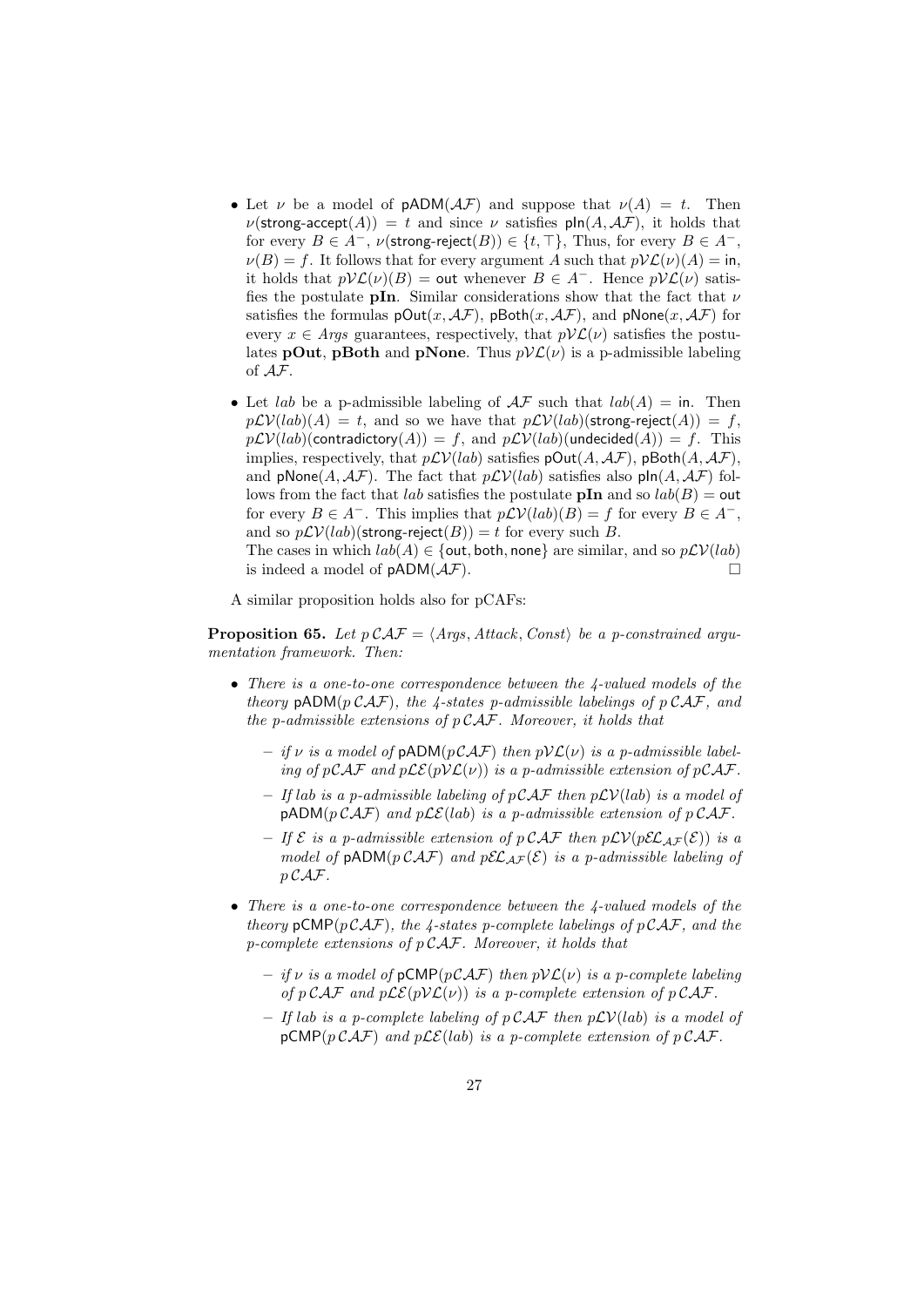- Let $\nu$ be a model of $\mathsf{pADM}(\mathcal{AF})$ and suppose that $\nu(A) = t$. Then $\nu(\mathsf{strong\text{-}accept}(A)) = t$ and since $\nu$ satisfies $\mathsf{pIn}(A, \mathcal{AF})$, it holds that for every $B \in A^-$, $\nu(\mathsf{strong\text{-}reject}(B)) \in \{t, \top\}$, Thus, for every $B \in A^-$, $\nu(B) = f$. It follows that for every argument $A$ such that $p\mathcal{VL}(\nu)(A) = \mathsf{in}$, it holds that $p\mathcal{VL}(\nu)(B) = \mathsf{out}$ whenever $B \in A^-$. Hence $p\mathcal{VL}(\nu)$ satisfies the postulate **pIn**. Similar considerations show that the fact that $\nu$ satisfies the formulas $\mathsf{pOut}(x, \mathcal{AF})$, $\mathsf{pBoth}(x, \mathcal{AF})$, and $\mathsf{pNone}(x, \mathcal{AF})$ for every $x \in \mathit{Args}$ guarantees, respectively, that $p\mathcal{VL}(\nu)$ satisfies the postulates **pOut**, **pBoth** and **pNone**. Thus $p\mathcal{VL}(\nu)$ is a p-admissible labeling of $\mathcal{AF}$.

- Let $lab$ be a p-admissible labeling of $\mathcal{AF}$ such that $lab(A) = \mathsf{in}$. Then $p\mathcal{LV}(lab)(A) = t$, and so we have that $p\mathcal{LV}(lab)(\mathsf{strong\text{-}reject}(A)) = f$, $p\mathcal{LV}(lab)(\mathsf{contradictory}(A)) = f$, and $p\mathcal{LV}(lab)(\mathsf{undecided}(A)) = f$. This implies, respectively, that $p\mathcal{LV}(lab)$ satisfies $\mathsf{pOut}(A, \mathcal{AF})$, $\mathsf{pBoth}(A, \mathcal{AF})$, and $\mathsf{pNone}(A, \mathcal{AF})$. The fact that $p\mathcal{LV}(lab)$ satisfies also $\mathsf{pIn}(A, \mathcal{AF})$ follows from the fact that $lab$ satisfies the postulate **pIn** and so $lab(B) = \mathsf{out}$ for every $B \in A^-$. This implies that $p\mathcal{LV}(lab)(B) = f$ for every $B \in A^-$, and so $p\mathcal{LV}(lab)(\mathsf{strong\text{-}reject}(B)) = t$ for every such $B$.
  The cases in which $lab(A) \in \{\mathsf{out}, \mathsf{both}, \mathsf{none}\}$ are similar, and so $p\mathcal{LV}(lab)$ is indeed a model of $\mathsf{pADM}(\mathcal{AF})$. □

A similar proposition holds also for pCAFs:

**Proposition 65.** *Let $p\,\mathcal{CAF} = \langle \mathit{Args}, \mathit{Attack}, \mathit{Const}\rangle$ be a p-constrained argumentation framework. Then:*

- *There is a one-to-one correspondence between the 4-valued models of the theory $\mathsf{pADM}(p\,\mathcal{CAF})$, the 4-states p-admissible labelings of $p\,\mathcal{CAF}$, and the p-admissible extensions of $p\,\mathcal{CAF}$. Moreover, it holds that*
  - *if $\nu$ is a model of $\mathsf{pADM}(p\mathcal{CAF})$ then $p\mathcal{VL}(\nu)$ is a p-admissible labeling of $p\mathcal{CAF}$ and $p\mathcal{LE}(p\mathcal{VL}(\nu))$ is a p-admissible extension of $p\mathcal{CAF}$.*
  - *If $lab$ is a p-admissible labeling of $p\,\mathcal{CAF}$ then $p\mathcal{LV}(lab)$ is a model of $\mathsf{pADM}(p\,\mathcal{CAF})$ and $p\mathcal{LE}(lab)$ is a p-admissible extension of $p\,\mathcal{CAF}$.*
  - *If $\mathcal{E}$ is a p-admissible extension of $p\,\mathcal{CAF}$ then $p\mathcal{LV}(p\mathcal{EL}_{\mathcal{AF}}(\mathcal{E}))$ is a model of $\mathsf{pADM}(p\,\mathcal{CAF})$ and $p\mathcal{EL}_{\mathcal{AF}}(\mathcal{E})$ is a p-admissible labeling of $p\,\mathcal{CAF}$.*
- *There is a one-to-one correspondence between the 4-valued models of the theory $\mathsf{pCMP}(p\,\mathcal{CAF})$, the 4-states p-complete labelings of $p\,\mathcal{CAF}$, and the p-complete extensions of $p\,\mathcal{CAF}$. Moreover, it holds that*
  - *if $\nu$ is a model of $\mathsf{pCMP}(p\mathcal{CAF})$ then $p\mathcal{VL}(\nu)$ is a p-complete labeling of $p\,\mathcal{CAF}$ and $p\mathcal{LE}(p\mathcal{VL}(\nu))$ is a p-complete extension of $p\,\mathcal{CAF}$.*
  - *If $lab$ is a p-complete labeling of $p\,\mathcal{CAF}$ then $p\mathcal{LV}(lab)$ is a model of $\mathsf{pCMP}(p\,\mathcal{CAF})$ and $p\mathcal{LE}(lab)$ is a p-complete extension of $p\,\mathcal{CAF}$.*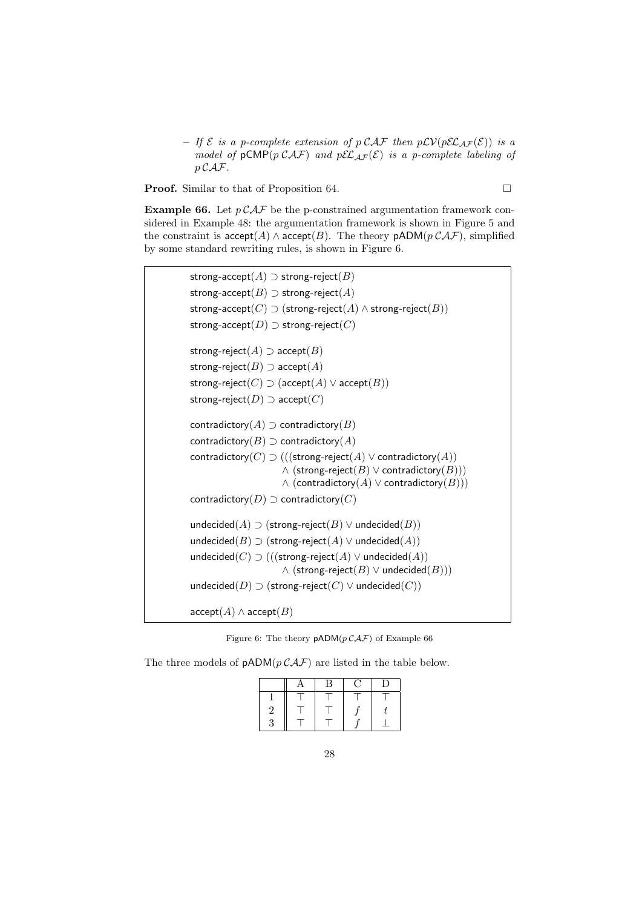– *If $\mathcal{E}$ is a p-complete extension of $p\,\mathcal{CAF}$ then $p\mathcal{LV}(p\mathcal{EL}_{\mathcal{AF}}(\mathcal{E}))$ is a model of $\mathsf{pCMP}(p\,\mathcal{CAF})$ and $p\mathcal{EL}_{\mathcal{AF}}(\mathcal{E})$ is a p-complete labeling of $p\,\mathcal{CAF}$.*

**Proof.** Similar to that of Proposition 64. □

**Example 66.** Let $p\,\mathcal{CAF}$ be the p-constrained argumentation framework considered in Example 48: the argumentation framework is shown in Figure 5 and the constraint is $\mathsf{accept}(A) \wedge \mathsf{accept}(B)$. The theory $\mathsf{pADM}(p\,\mathcal{CAF})$, simplified by some standard rewriting rules, is shown in Figure 6.

$$
\begin{array}{l}
\mathsf{strong\text{-}accept}(A) \supset \mathsf{strong\text{-}reject}(B) \\
\mathsf{strong\text{-}accept}(B) \supset \mathsf{strong\text{-}reject}(A) \\
\mathsf{strong\text{-}accept}(C) \supset (\mathsf{strong\text{-}reject}(A) \wedge \mathsf{strong\text{-}reject}(B)) \\
\mathsf{strong\text{-}accept}(D) \supset \mathsf{strong\text{-}reject}(C) \\
\\
\mathsf{strong\text{-}reject}(A) \supset \mathsf{accept}(B) \\
\mathsf{strong\text{-}reject}(B) \supset \mathsf{accept}(A) \\
\mathsf{strong\text{-}reject}(C) \supset (\mathsf{accept}(A) \vee \mathsf{accept}(B)) \\
\mathsf{strong\text{-}reject}(D) \supset \mathsf{accept}(C) \\
\\
\mathsf{contradictory}(A) \supset \mathsf{contradictory}(B) \\
\mathsf{contradictory}(B) \supset \mathsf{contradictory}(A) \\
\mathsf{contradictory}(C) \supset (((\mathsf{strong\text{-}reject}(A) \vee \mathsf{contradictory}(A)) \\
\qquad \wedge\ (\mathsf{strong\text{-}reject}(B) \vee \mathsf{contradictory}(B))) \\
\qquad \wedge\ (\mathsf{contradictory}(A) \vee \mathsf{contradictory}(B))) \\
\mathsf{contradictory}(D) \supset \mathsf{contradictory}(C) \\
\\
\mathsf{undecided}(A) \supset (\mathsf{strong\text{-}reject}(B) \vee \mathsf{undecided}(B)) \\
\mathsf{undecided}(B) \supset (\mathsf{strong\text{-}reject}(A) \vee \mathsf{undecided}(A)) \\
\mathsf{undecided}(C) \supset (((\mathsf{strong\text{-}reject}(A) \vee \mathsf{undecided}(A)) \\
\qquad \wedge\ (\mathsf{strong\text{-}reject}(B) \vee \mathsf{undecided}(B))) \\
\mathsf{undecided}(D) \supset (\mathsf{strong\text{-}reject}(C) \vee \mathsf{undecided}(C)) \\
\\
\mathsf{accept}(A) \wedge \mathsf{accept}(B)
\end{array}
$$

Figure 6: The theory $\mathsf{pADM}(p\,\mathcal{CAF})$ of Example 66

The three models of $\mathsf{pADM}(p\,\mathcal{CAF})$ are listed in the table below.

| | A | B | C | D |
|---|---|---|---|---|
| 1 | $\top$ | $\top$ | $\top$ | $\top$ |
| 2 | $\top$ | $\top$ | $f$ | $t$ |
| 3 | $\top$ | $\top$ | $f$ | $\bot$ |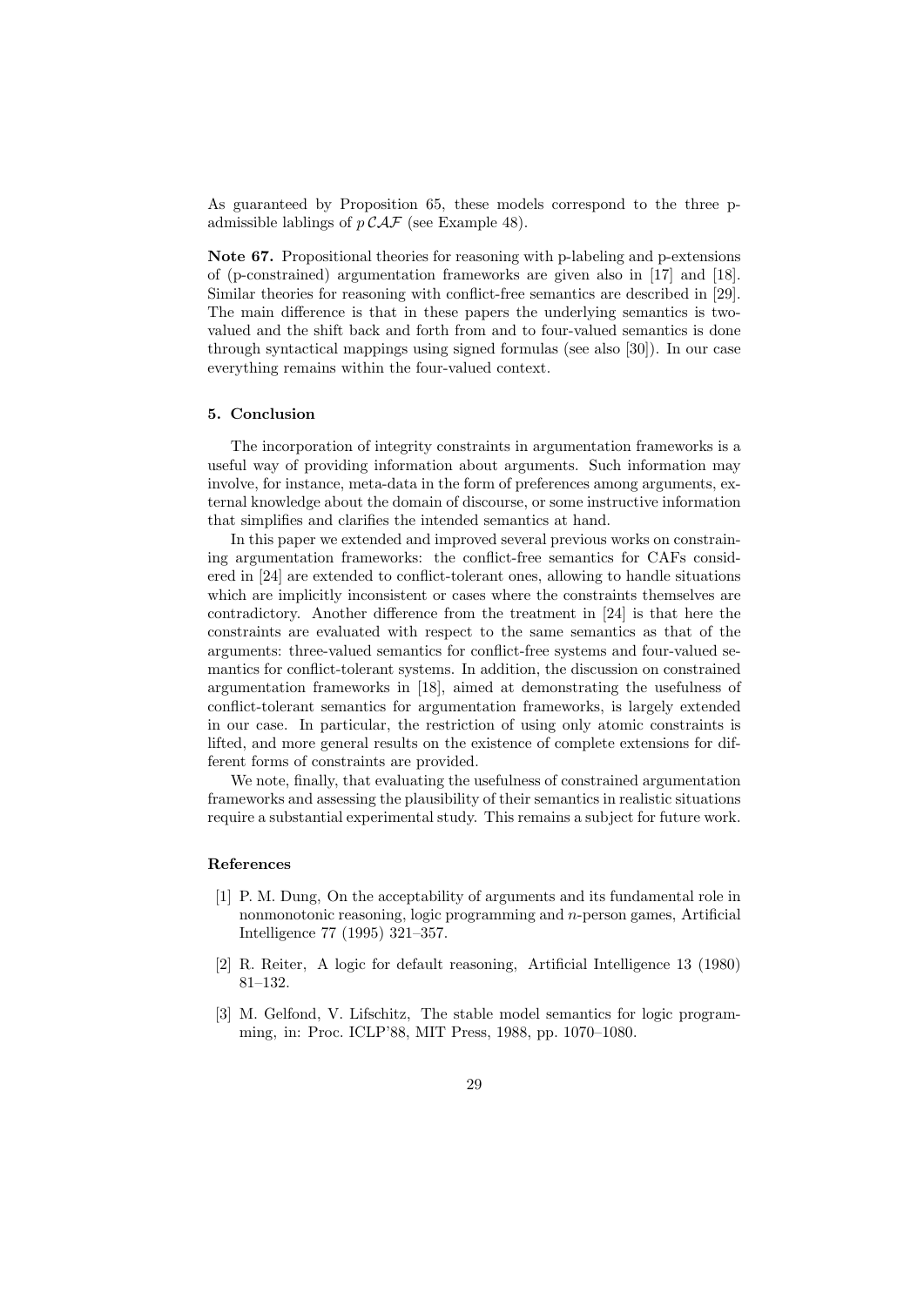As guaranteed by Proposition 65, these models correspond to the three p-admissible lablings of $p\,\mathcal{CAF}$ (see Example 48).

**Note 67.** Propositional theories for reasoning with p-labeling and p-extensions of (p-constrained) argumentation frameworks are given also in [17] and [18]. Similar theories for reasoning with conflict-free semantics are described in [29]. The main difference is that in these papers the underlying semantics is two-valued and the shift back and forth from and to four-valued semantics is done through syntactical mappings using signed formulas (see also [30]). In our case everything remains within the four-valued context.

### 5. Conclusion

The incorporation of integrity constraints in argumentation frameworks is a useful way of providing information about arguments. Such information may involve, for instance, meta-data in the form of preferences among arguments, external knowledge about the domain of discourse, or some instructive information that simplifies and clarifies the intended semantics at hand.

In this paper we extended and improved several previous works on constraining argumentation frameworks: the conflict-free semantics for CAFs considered in [24] are extended to conflict-tolerant ones, allowing to handle situations which are implicitly inconsistent or cases where the constraints themselves are contradictory. Another difference from the treatment in [24] is that here the constraints are evaluated with respect to the same semantics as that of the arguments: three-valued semantics for conflict-free systems and four-valued semantics for conflict-tolerant systems. In addition, the discussion on constrained argumentation frameworks in [18], aimed at demonstrating the usefulness of conflict-tolerant semantics for argumentation frameworks, is largely extended in our case. In particular, the restriction of using only atomic constraints is lifted, and more general results on the existence of complete extensions for different forms of constraints are provided.

We note, finally, that evaluating the usefulness of constrained argumentation frameworks and assessing the plausibility of their semantics in realistic situations require a substantial experimental study. This remains a subject for future work.

### References

- [1] P. M. Dung, On the acceptability of arguments and its fundamental role in nonmonotonic reasoning, logic programming and $n$-person games, Artificial Intelligence 77 (1995) 321–357.
- [2] R. Reiter, A logic for default reasoning, Artificial Intelligence 13 (1980) 81–132.
- [3] M. Gelfond, V. Lifschitz, The stable model semantics for logic programming, in: Proc. ICLP'88, MIT Press, 1988, pp. 1070–1080.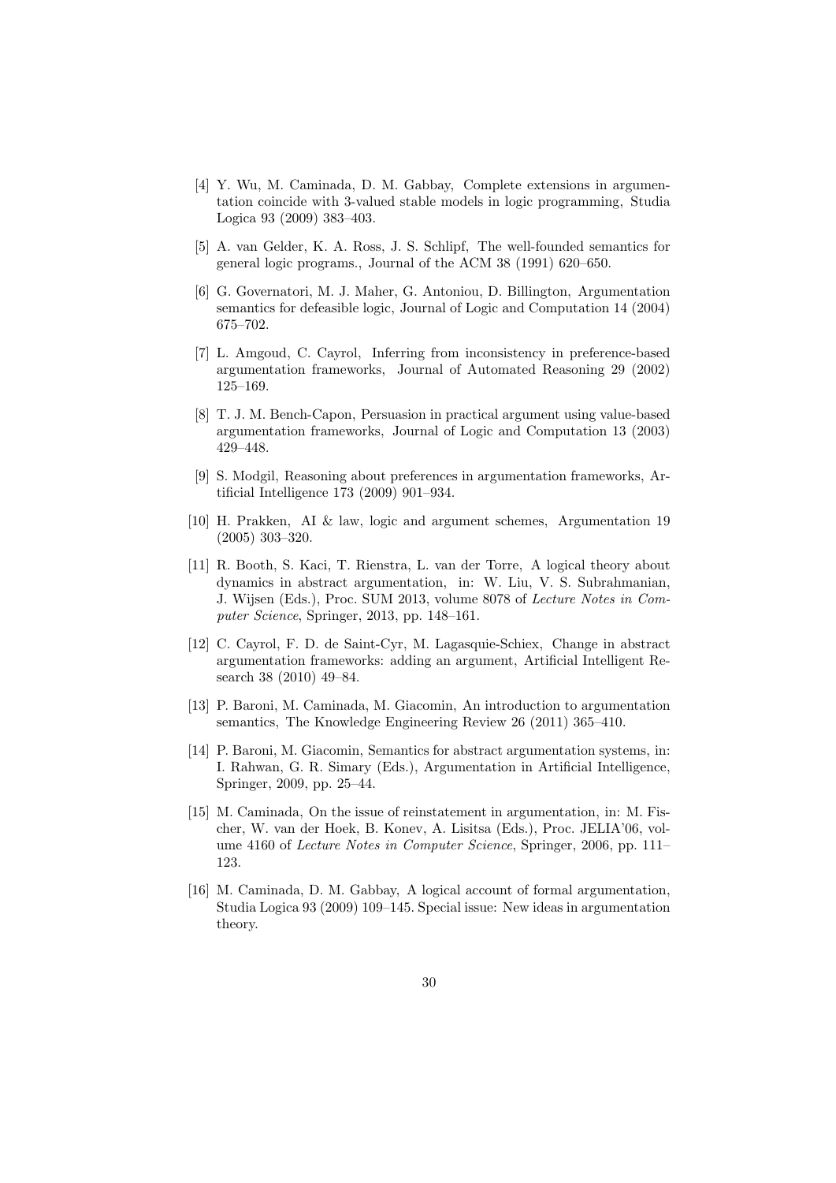[4] Y. Wu, M. Caminada, D. M. Gabbay, Complete extensions in argumentation coincide with 3-valued stable models in logic programming, Studia Logica 93 (2009) 383–403.

[5] A. van Gelder, K. A. Ross, J. S. Schlipf, The well-founded semantics for general logic programs., Journal of the ACM 38 (1991) 620–650.

[6] G. Governatori, M. J. Maher, G. Antoniou, D. Billington, Argumentation semantics for defeasible logic, Journal of Logic and Computation 14 (2004) 675–702.

[7] L. Amgoud, C. Cayrol, Inferring from inconsistency in preference-based argumentation frameworks, Journal of Automated Reasoning 29 (2002) 125–169.

[8] T. J. M. Bench-Capon, Persuasion in practical argument using value-based argumentation frameworks, Journal of Logic and Computation 13 (2003) 429–448.

[9] S. Modgil, Reasoning about preferences in argumentation frameworks, Artificial Intelligence 173 (2009) 901–934.

[10] H. Prakken, AI & law, logic and argument schemes, Argumentation 19 (2005) 303–320.

[11] R. Booth, S. Kaci, T. Rienstra, L. van der Torre, A logical theory about dynamics in abstract argumentation, in: W. Liu, V. S. Subrahmanian, J. Wijsen (Eds.), Proc. SUM 2013, volume 8078 of *Lecture Notes in Computer Science*, Springer, 2013, pp. 148–161.

[12] C. Cayrol, F. D. de Saint-Cyr, M. Lagasquie-Schiex, Change in abstract argumentation frameworks: adding an argument, Artificial Intelligent Research 38 (2010) 49–84.

[13] P. Baroni, M. Caminada, M. Giacomin, An introduction to argumentation semantics, The Knowledge Engineering Review 26 (2011) 365–410.

[14] P. Baroni, M. Giacomin, Semantics for abstract argumentation systems, in: I. Rahwan, G. R. Simary (Eds.), Argumentation in Artificial Intelligence, Springer, 2009, pp. 25–44.

[15] M. Caminada, On the issue of reinstatement in argumentation, in: M. Fischer, W. van der Hoek, B. Konev, A. Lisitsa (Eds.), Proc. JELIA'06, volume 4160 of *Lecture Notes in Computer Science*, Springer, 2006, pp. 111–123.

[16] M. Caminada, D. M. Gabbay, A logical account of formal argumentation, Studia Logica 93 (2009) 109–145. Special issue: New ideas in argumentation theory.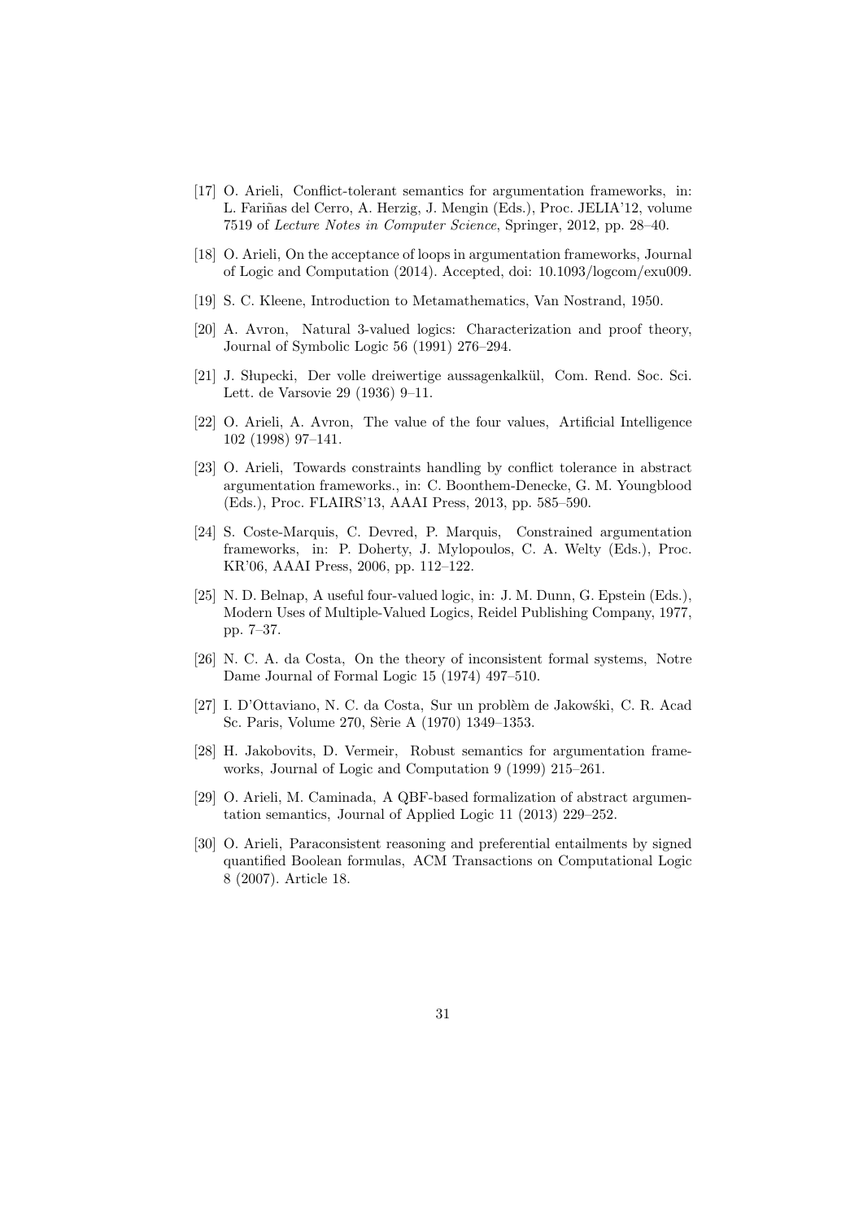[17] O. Arieli, Conflict-tolerant semantics for argumentation frameworks, in: L. Fariñas del Cerro, A. Herzig, J. Mengin (Eds.), Proc. JELIA'12, volume 7519 of *Lecture Notes in Computer Science*, Springer, 2012, pp. 28–40.

[18] O. Arieli, On the acceptance of loops in argumentation frameworks, Journal of Logic and Computation (2014). Accepted, doi: 10.1093/logcom/exu009.

[19] S. C. Kleene, Introduction to Metamathematics, Van Nostrand, 1950.

[20] A. Avron, Natural 3-valued logics: Characterization and proof theory, Journal of Symbolic Logic 56 (1991) 276–294.

[21] J. Słupecki, Der volle dreiwertige aussagenkalkül, Com. Rend. Soc. Sci. Lett. de Varsovie 29 (1936) 9–11.

[22] O. Arieli, A. Avron, The value of the four values, Artificial Intelligence 102 (1998) 97–141.

[23] O. Arieli, Towards constraints handling by conflict tolerance in abstract argumentation frameworks., in: C. Boonthem-Denecke, G. M. Youngblood (Eds.), Proc. FLAIRS'13, AAAI Press, 2013, pp. 585–590.

[24] S. Coste-Marquis, C. Devred, P. Marquis, Constrained argumentation frameworks, in: P. Doherty, J. Mylopoulos, C. A. Welty (Eds.), Proc. KR'06, AAAI Press, 2006, pp. 112–122.

[25] N. D. Belnap, A useful four-valued logic, in: J. M. Dunn, G. Epstein (Eds.), Modern Uses of Multiple-Valued Logics, Reidel Publishing Company, 1977, pp. 7–37.

[26] N. C. A. da Costa, On the theory of inconsistent formal systems, Notre Dame Journal of Formal Logic 15 (1974) 497–510.

[27] I. D'Ottaviano, N. C. da Costa, Sur un problèm de Jakowśki, C. R. Acad Sc. Paris, Volume 270, Sèrie A (1970) 1349–1353.

[28] H. Jakobovits, D. Vermeir, Robust semantics for argumentation frameworks, Journal of Logic and Computation 9 (1999) 215–261.

[29] O. Arieli, M. Caminada, A QBF-based formalization of abstract argumentation semantics, Journal of Applied Logic 11 (2013) 229–252.

[30] O. Arieli, Paraconsistent reasoning and preferential entailments by signed quantified Boolean formulas, ACM Transactions on Computational Logic 8 (2007). Article 18.